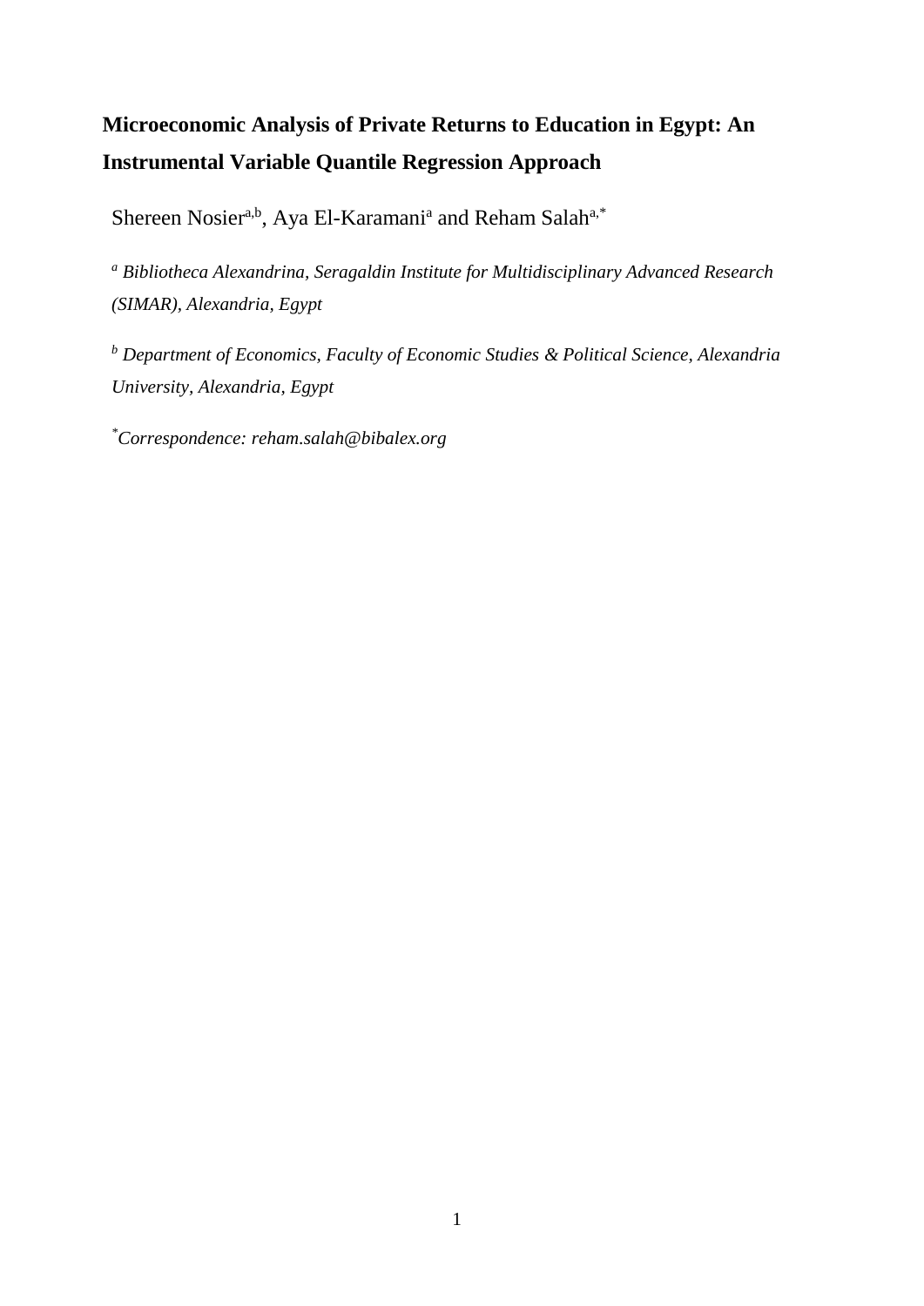# Microeconomic Analysis of Private Returns to Education in Egypt: An Instrumental Variable Quantile Regression Approach

Shereen Nosier[a,b], Aya El-Karamani[a] and Reham Salah[a,*]

*[a] Bibliotheca Alexandrina, Seragaldin Institute for Multidisciplinary Advanced Research (SIMAR), Alexandria, Egypt*

*[b] Department of Economics, Faculty of Economic Studies & Political Science, Alexandria University, Alexandria, Egypt*

*[*]Correspondence: reham.salah@bibalex.org*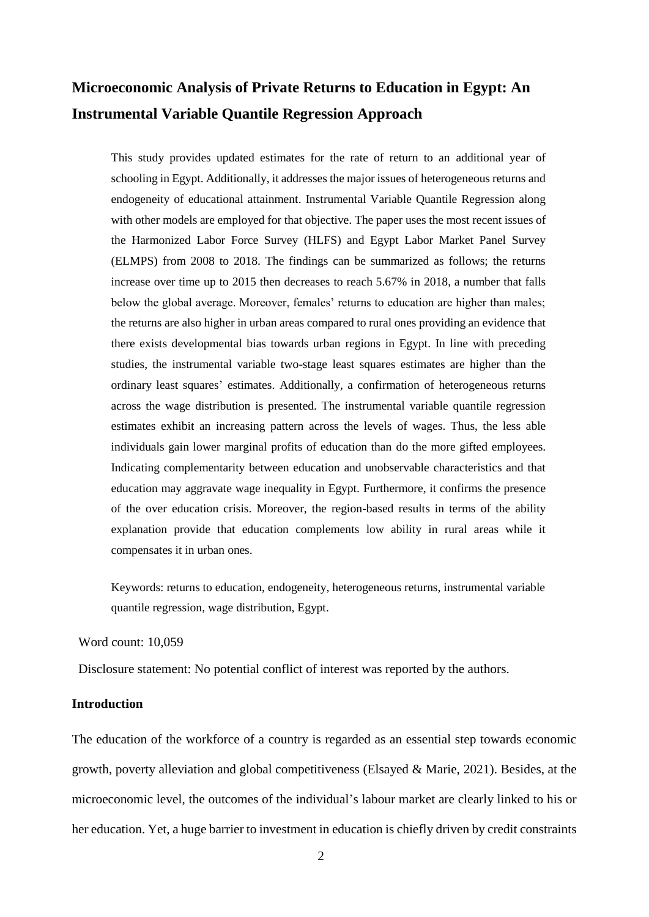# Microeconomic Analysis of Private Returns to Education in Egypt: An Instrumental Variable Quantile Regression Approach

This study provides updated estimates for the rate of return to an additional year of schooling in Egypt. Additionally, it addresses the major issues of heterogeneous returns and endogeneity of educational attainment. Instrumental Variable Quantile Regression along with other models are employed for that objective. The paper uses the most recent issues of the Harmonized Labor Force Survey (HLFS) and Egypt Labor Market Panel Survey (ELMPS) from 2008 to 2018. The findings can be summarized as follows; the returns increase over time up to 2015 then decreases to reach 5.67% in 2018, a number that falls below the global average. Moreover, females' returns to education are higher than males; the returns are also higher in urban areas compared to rural ones providing an evidence that there exists developmental bias towards urban regions in Egypt. In line with preceding studies, the instrumental variable two-stage least squares estimates are higher than the ordinary least squares' estimates. Additionally, a confirmation of heterogeneous returns across the wage distribution is presented. The instrumental variable quantile regression estimates exhibit an increasing pattern across the levels of wages. Thus, the less able individuals gain lower marginal profits of education than do the more gifted employees. Indicating complementarity between education and unobservable characteristics and that education may aggravate wage inequality in Egypt. Furthermore, it confirms the presence of the over education crisis. Moreover, the region-based results in terms of the ability explanation provide that education complements low ability in rural areas while it compensates it in urban ones.

Keywords: returns to education, endogeneity, heterogeneous returns, instrumental variable quantile regression, wage distribution, Egypt.

Word count: 10,059

Disclosure statement: No potential conflict of interest was reported by the authors.

## Introduction

The education of the workforce of a country is regarded as an essential step towards economic growth, poverty alleviation and global competitiveness (Elsayed & Marie, 2021). Besides, at the microeconomic level, the outcomes of the individual's labour market are clearly linked to his or her education. Yet, a huge barrier to investment in education is chiefly driven by credit constraints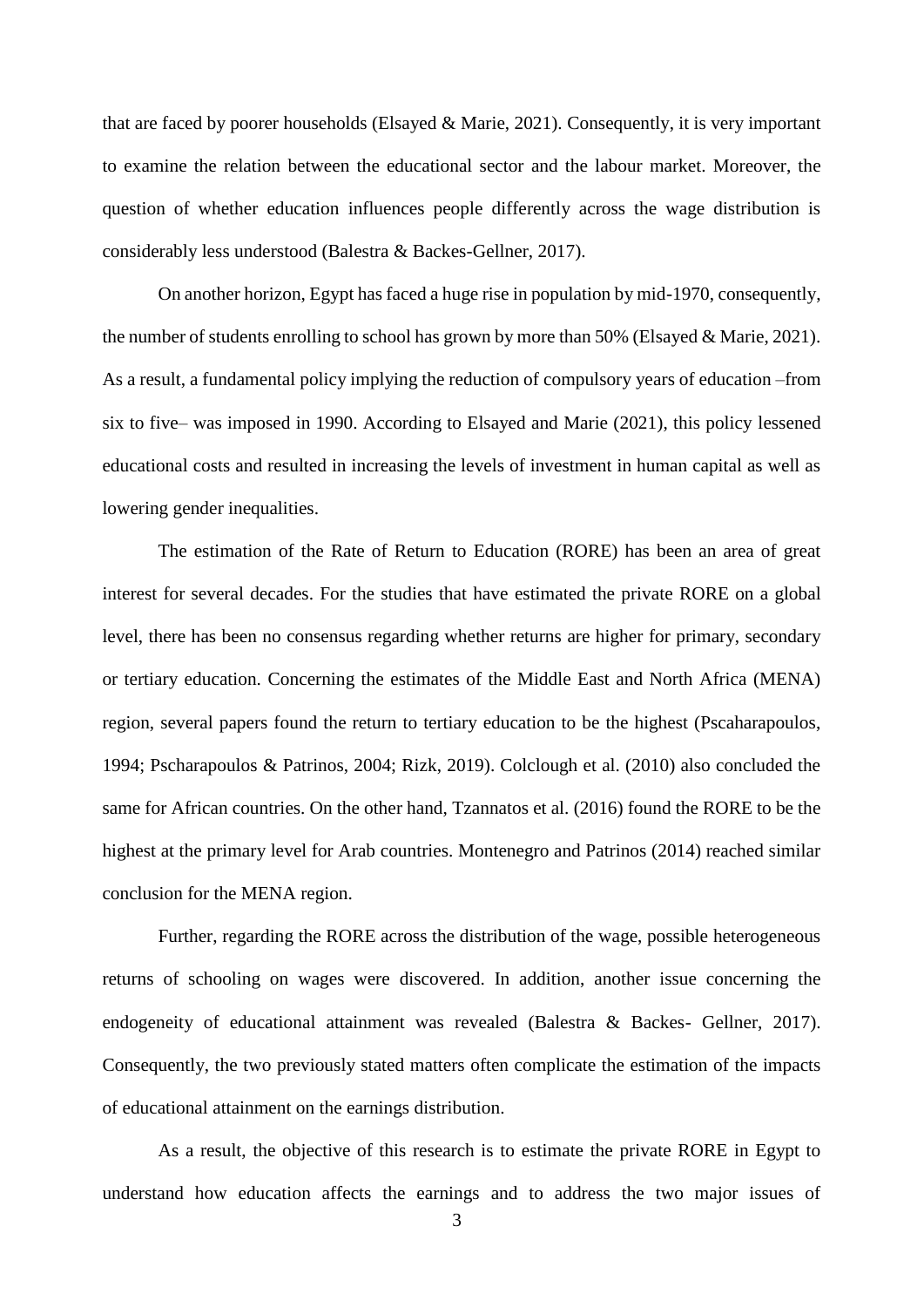that are faced by poorer households (Elsayed & Marie, 2021). Consequently, it is very important to examine the relation between the educational sector and the labour market. Moreover, the question of whether education influences people differently across the wage distribution is considerably less understood (Balestra & Backes-Gellner, 2017).

On another horizon, Egypt has faced a huge rise in population by mid-1970, consequently, the number of students enrolling to school has grown by more than 50% (Elsayed & Marie, 2021). As a result, a fundamental policy implying the reduction of compulsory years of education –from six to five– was imposed in 1990. According to Elsayed and Marie (2021), this policy lessened educational costs and resulted in increasing the levels of investment in human capital as well as lowering gender inequalities.

The estimation of the Rate of Return to Education (RORE) has been an area of great interest for several decades. For the studies that have estimated the private RORE on a global level, there has been no consensus regarding whether returns are higher for primary, secondary or tertiary education. Concerning the estimates of the Middle East and North Africa (MENA) region, several papers found the return to tertiary education to be the highest (Pscaharapoulos, 1994; Pscharapoulos & Patrinos, 2004; Rizk, 2019). Colclough et al. (2010) also concluded the same for African countries. On the other hand, Tzannatos et al. (2016) found the RORE to be the highest at the primary level for Arab countries. Montenegro and Patrinos (2014) reached similar conclusion for the MENA region.

Further, regarding the RORE across the distribution of the wage, possible heterogeneous returns of schooling on wages were discovered. In addition, another issue concerning the endogeneity of educational attainment was revealed (Balestra & Backes- Gellner, 2017). Consequently, the two previously stated matters often complicate the estimation of the impacts of educational attainment on the earnings distribution.

As a result, the objective of this research is to estimate the private RORE in Egypt to understand how education affects the earnings and to address the two major issues of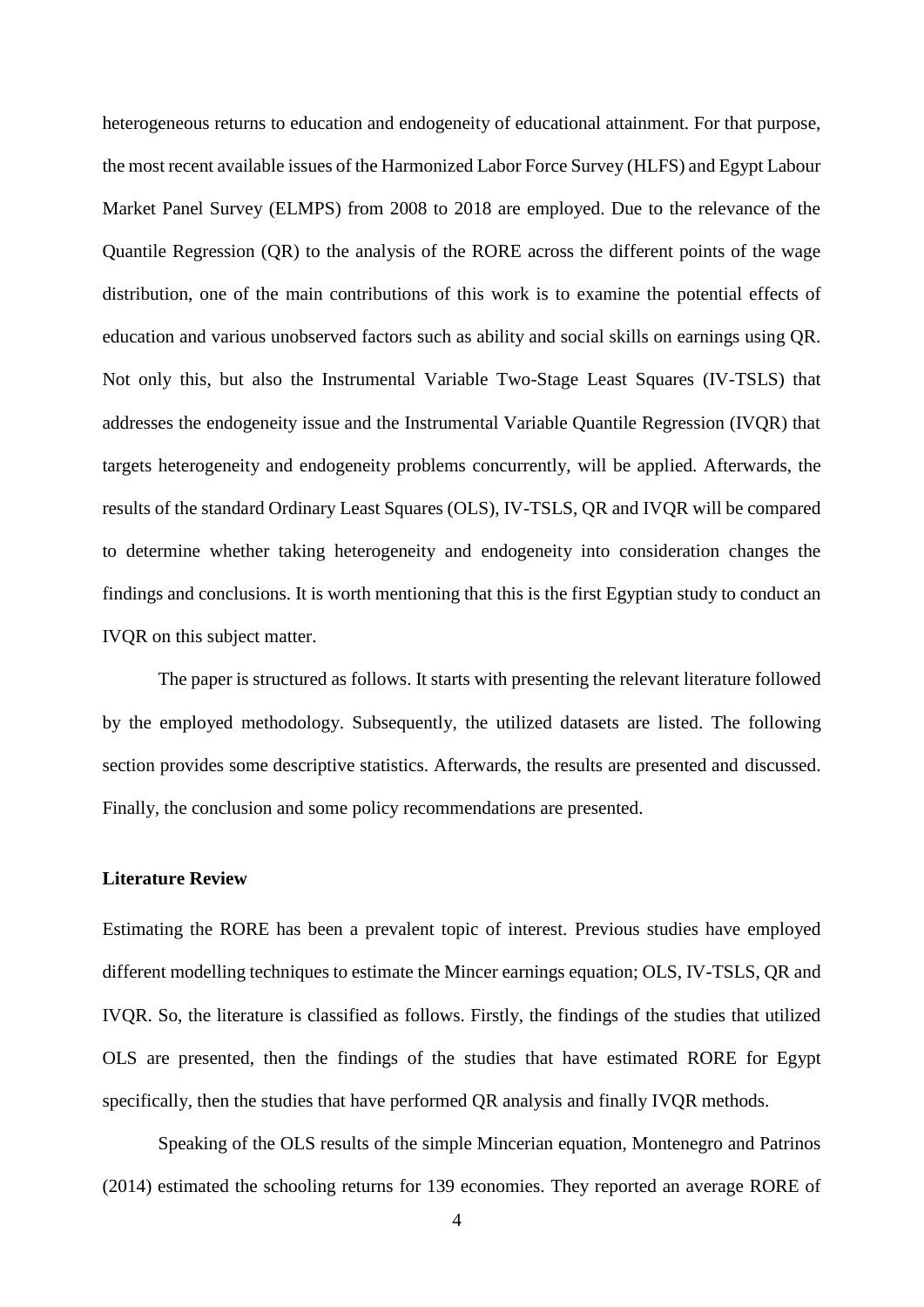heterogeneous returns to education and endogeneity of educational attainment. For that purpose, the most recent available issues of the Harmonized Labor Force Survey (HLFS) and Egypt Labour Market Panel Survey (ELMPS) from 2008 to 2018 are employed. Due to the relevance of the Quantile Regression (QR) to the analysis of the RORE across the different points of the wage distribution, one of the main contributions of this work is to examine the potential effects of education and various unobserved factors such as ability and social skills on earnings using QR. Not only this, but also the Instrumental Variable Two-Stage Least Squares (IV-TSLS) that addresses the endogeneity issue and the Instrumental Variable Quantile Regression (IVQR) that targets heterogeneity and endogeneity problems concurrently, will be applied. Afterwards, the results of the standard Ordinary Least Squares (OLS), IV-TSLS, QR and IVQR will be compared to determine whether taking heterogeneity and endogeneity into consideration changes the findings and conclusions. It is worth mentioning that this is the first Egyptian study to conduct an IVQR on this subject matter.

The paper is structured as follows. It starts with presenting the relevant literature followed by the employed methodology. Subsequently, the utilized datasets are listed. The following section provides some descriptive statistics. Afterwards, the results are presented and discussed. Finally, the conclusion and some policy recommendations are presented.

## Literature Review

Estimating the RORE has been a prevalent topic of interest. Previous studies have employed different modelling techniques to estimate the Mincer earnings equation; OLS, IV-TSLS, QR and IVQR. So, the literature is classified as follows. Firstly, the findings of the studies that utilized OLS are presented, then the findings of the studies that have estimated RORE for Egypt specifically, then the studies that have performed QR analysis and finally IVQR methods.

Speaking of the OLS results of the simple Mincerian equation, Montenegro and Patrinos (2014) estimated the schooling returns for 139 economies. They reported an average RORE of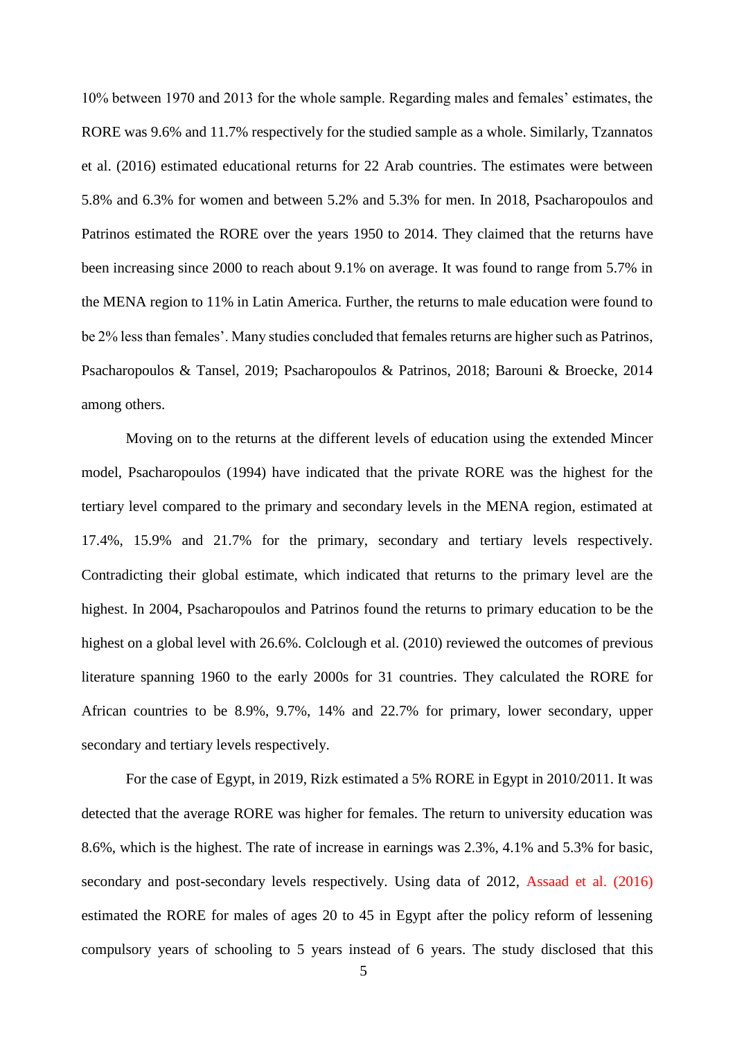10% between 1970 and 2013 for the whole sample. Regarding males and females' estimates, the RORE was 9.6% and 11.7% respectively for the studied sample as a whole. Similarly, Tzannatos et al. (2016) estimated educational returns for 22 Arab countries. The estimates were between 5.8% and 6.3% for women and between 5.2% and 5.3% for men. In 2018, Psacharopoulos and Patrinos estimated the RORE over the years 1950 to 2014. They claimed that the returns have been increasing since 2000 to reach about 9.1% on average. It was found to range from 5.7% in the MENA region to 11% in Latin America. Further, the returns to male education were found to be 2% less than females'. Many studies concluded that females returns are higher such as Patrinos, Psacharopoulos & Tansel, 2019; Psacharopoulos & Patrinos, 2018; Barouni & Broecke, 2014 among others.

Moving on to the returns at the different levels of education using the extended Mincer model, Psacharopoulos (1994) have indicated that the private RORE was the highest for the tertiary level compared to the primary and secondary levels in the MENA region, estimated at 17.4%, 15.9% and 21.7% for the primary, secondary and tertiary levels respectively. Contradicting their global estimate, which indicated that returns to the primary level are the highest. In 2004, Psacharopoulos and Patrinos found the returns to primary education to be the highest on a global level with 26.6%. Colclough et al. (2010) reviewed the outcomes of previous literature spanning 1960 to the early 2000s for 31 countries. They calculated the RORE for African countries to be 8.9%, 9.7%, 14% and 22.7% for primary, lower secondary, upper secondary and tertiary levels respectively.

For the case of Egypt, in 2019, Rizk estimated a 5% RORE in Egypt in 2010/2011. It was detected that the average RORE was higher for females. The return to university education was 8.6%, which is the highest. The rate of increase in earnings was 2.3%, 4.1% and 5.3% for basic, secondary and post-secondary levels respectively. Using data of 2012, Assaad et al. (2016) estimated the RORE for males of ages 20 to 45 in Egypt after the policy reform of lessening compulsory years of schooling to 5 years instead of 6 years. The study disclosed that this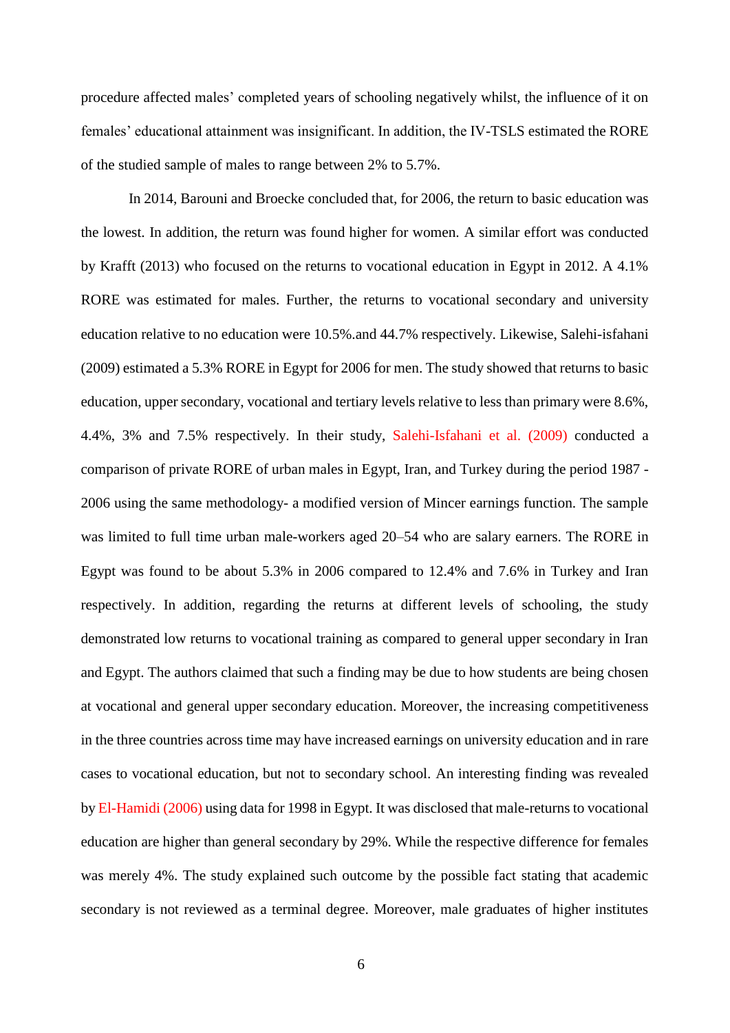procedure affected males' completed years of schooling negatively whilst, the influence of it on females' educational attainment was insignificant. In addition, the IV-TSLS estimated the RORE of the studied sample of males to range between 2% to 5.7%.

In 2014, Barouni and Broecke concluded that, for 2006, the return to basic education was the lowest. In addition, the return was found higher for women. A similar effort was conducted by Krafft (2013) who focused on the returns to vocational education in Egypt in 2012. A 4.1% RORE was estimated for males. Further, the returns to vocational secondary and university education relative to no education were 10.5%.and 44.7% respectively. Likewise, Salehi-isfahani (2009) estimated a 5.3% RORE in Egypt for 2006 for men. The study showed that returns to basic education, upper secondary, vocational and tertiary levels relative to less than primary were 8.6%, 4.4%, 3% and 7.5% respectively. In their study, Salehi-Isfahani et al. (2009) conducted a comparison of private RORE of urban males in Egypt, Iran, and Turkey during the period 1987 - 2006 using the same methodology- a modified version of Mincer earnings function. The sample was limited to full time urban male-workers aged 20–54 who are salary earners. The RORE in Egypt was found to be about 5.3% in 2006 compared to 12.4% and 7.6% in Turkey and Iran respectively. In addition, regarding the returns at different levels of schooling, the study demonstrated low returns to vocational training as compared to general upper secondary in Iran and Egypt. The authors claimed that such a finding may be due to how students are being chosen at vocational and general upper secondary education. Moreover, the increasing competitiveness in the three countries across time may have increased earnings on university education and in rare cases to vocational education, but not to secondary school. An interesting finding was revealed by El-Hamidi (2006) using data for 1998 in Egypt. It was disclosed that male-returns to vocational education are higher than general secondary by 29%. While the respective difference for females was merely 4%. The study explained such outcome by the possible fact stating that academic secondary is not reviewed as a terminal degree. Moreover, male graduates of higher institutes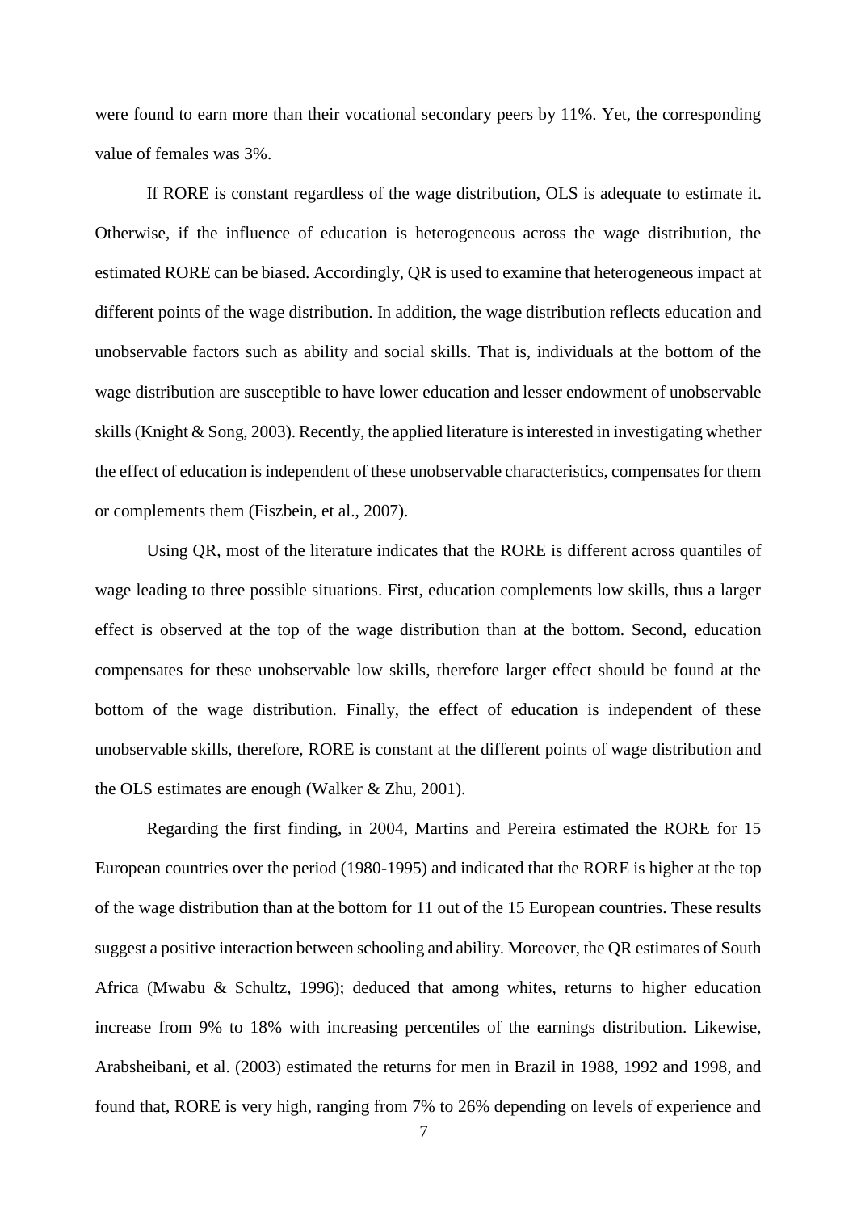were found to earn more than their vocational secondary peers by 11%. Yet, the corresponding value of females was 3%.

If RORE is constant regardless of the wage distribution, OLS is adequate to estimate it. Otherwise, if the influence of education is heterogeneous across the wage distribution, the estimated RORE can be biased. Accordingly, QR is used to examine that heterogeneous impact at different points of the wage distribution. In addition, the wage distribution reflects education and unobservable factors such as ability and social skills. That is, individuals at the bottom of the wage distribution are susceptible to have lower education and lesser endowment of unobservable skills (Knight & Song, 2003). Recently, the applied literature is interested in investigating whether the effect of education is independent of these unobservable characteristics, compensates for them or complements them (Fiszbein, et al., 2007).

Using QR, most of the literature indicates that the RORE is different across quantiles of wage leading to three possible situations. First, education complements low skills, thus a larger effect is observed at the top of the wage distribution than at the bottom. Second, education compensates for these unobservable low skills, therefore larger effect should be found at the bottom of the wage distribution. Finally, the effect of education is independent of these unobservable skills, therefore, RORE is constant at the different points of wage distribution and the OLS estimates are enough (Walker & Zhu, 2001).

Regarding the first finding, in 2004, Martins and Pereira estimated the RORE for 15 European countries over the period (1980-1995) and indicated that the RORE is higher at the top of the wage distribution than at the bottom for 11 out of the 15 European countries. These results suggest a positive interaction between schooling and ability. Moreover, the QR estimates of South Africa (Mwabu & Schultz, 1996); deduced that among whites, returns to higher education increase from 9% to 18% with increasing percentiles of the earnings distribution. Likewise, Arabsheibani, et al. (2003) estimated the returns for men in Brazil in 1988, 1992 and 1998, and found that, RORE is very high, ranging from 7% to 26% depending on levels of experience and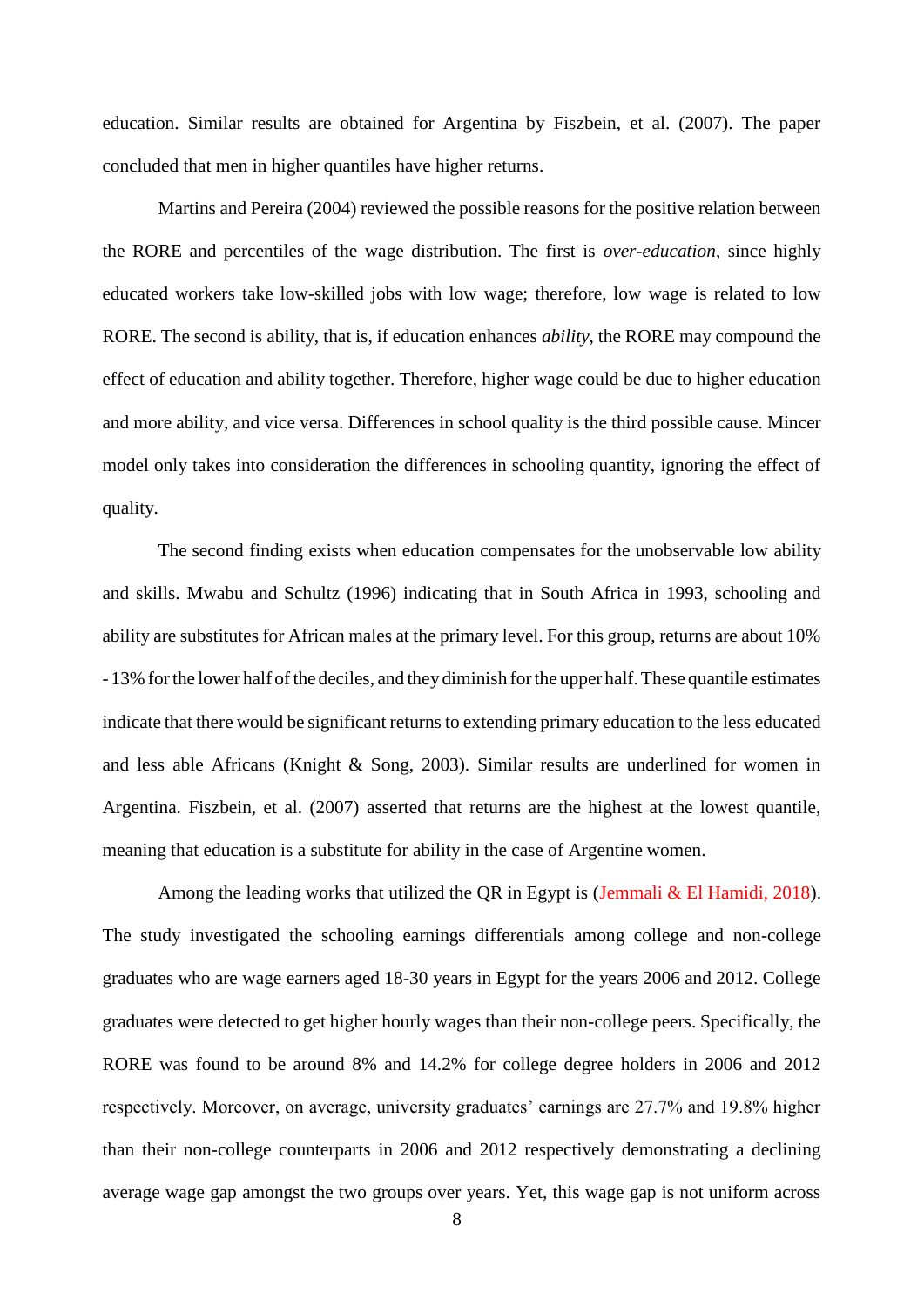education. Similar results are obtained for Argentina by Fiszbein, et al. (2007). The paper concluded that men in higher quantiles have higher returns.

Martins and Pereira (2004) reviewed the possible reasons for the positive relation between the RORE and percentiles of the wage distribution. The first is *over-education*, since highly educated workers take low-skilled jobs with low wage; therefore, low wage is related to low RORE. The second is ability, that is, if education enhances *ability*, the RORE may compound the effect of education and ability together. Therefore, higher wage could be due to higher education and more ability, and vice versa. Differences in school quality is the third possible cause. Mincer model only takes into consideration the differences in schooling quantity, ignoring the effect of quality.

The second finding exists when education compensates for the unobservable low ability and skills. Mwabu and Schultz (1996) indicating that in South Africa in 1993, schooling and ability are substitutes for African males at the primary level. For this group, returns are about 10% - 13% for the lower half of the deciles, and they diminish for the upper half. These quantile estimates indicate that there would be significant returns to extending primary education to the less educated and less able Africans (Knight & Song, 2003). Similar results are underlined for women in Argentina. Fiszbein, et al. (2007) asserted that returns are the highest at the lowest quantile, meaning that education is a substitute for ability in the case of Argentine women.

Among the leading works that utilized the QR in Egypt is (Jemmali & El Hamidi, 2018). The study investigated the schooling earnings differentials among college and non-college graduates who are wage earners aged 18-30 years in Egypt for the years 2006 and 2012. College graduates were detected to get higher hourly wages than their non-college peers. Specifically, the RORE was found to be around 8% and 14.2% for college degree holders in 2006 and 2012 respectively. Moreover, on average, university graduates' earnings are 27.7% and 19.8% higher than their non-college counterparts in 2006 and 2012 respectively demonstrating a declining average wage gap amongst the two groups over years. Yet, this wage gap is not uniform across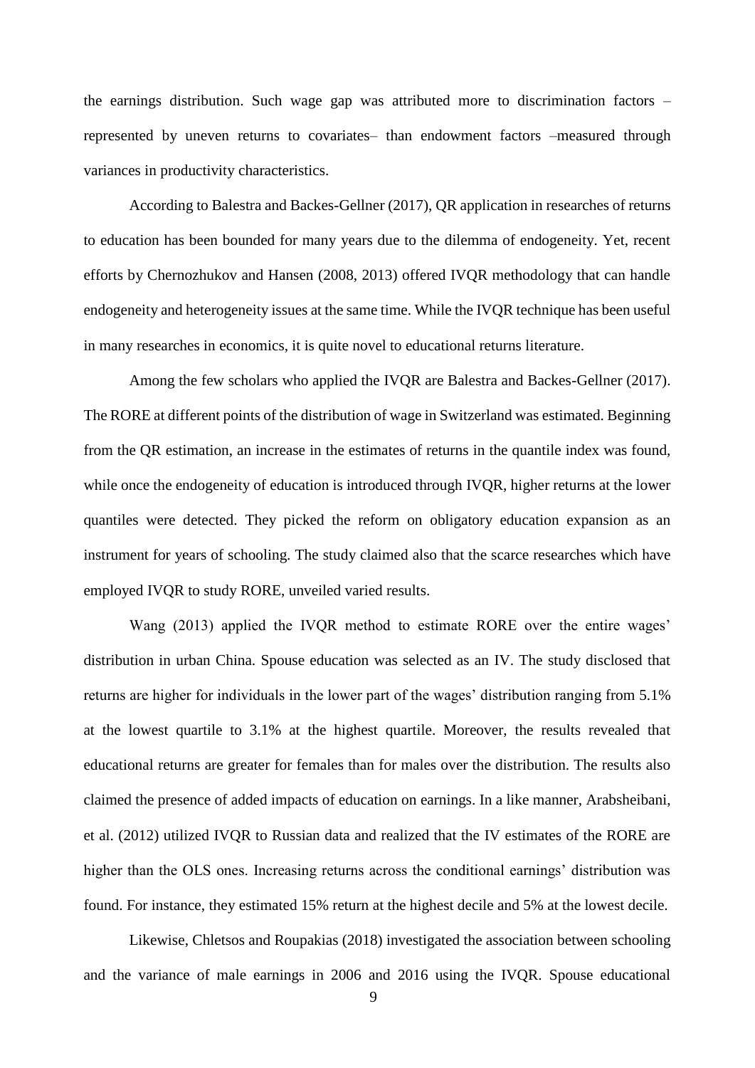the earnings distribution. Such wage gap was attributed more to discrimination factors – represented by uneven returns to covariates– than endowment factors –measured through variances in productivity characteristics.

According to Balestra and Backes-Gellner (2017), QR application in researches of returns to education has been bounded for many years due to the dilemma of endogeneity. Yet, recent efforts by Chernozhukov and Hansen (2008, 2013) offered IVQR methodology that can handle endogeneity and heterogeneity issues at the same time. While the IVQR technique has been useful in many researches in economics, it is quite novel to educational returns literature.

Among the few scholars who applied the IVQR are Balestra and Backes-Gellner (2017). The RORE at different points of the distribution of wage in Switzerland was estimated. Beginning from the QR estimation, an increase in the estimates of returns in the quantile index was found, while once the endogeneity of education is introduced through IVQR, higher returns at the lower quantiles were detected. They picked the reform on obligatory education expansion as an instrument for years of schooling. The study claimed also that the scarce researches which have employed IVQR to study RORE, unveiled varied results.

Wang (2013) applied the IVQR method to estimate RORE over the entire wages' distribution in urban China. Spouse education was selected as an IV. The study disclosed that returns are higher for individuals in the lower part of the wages' distribution ranging from 5.1% at the lowest quartile to 3.1% at the highest quartile. Moreover, the results revealed that educational returns are greater for females than for males over the distribution. The results also claimed the presence of added impacts of education on earnings. In a like manner, Arabsheibani, et al. (2012) utilized IVQR to Russian data and realized that the IV estimates of the RORE are higher than the OLS ones. Increasing returns across the conditional earnings' distribution was found. For instance, they estimated 15% return at the highest decile and 5% at the lowest decile.

Likewise, Chletsos and Roupakias (2018) investigated the association between schooling and the variance of male earnings in 2006 and 2016 using the IVQR. Spouse educational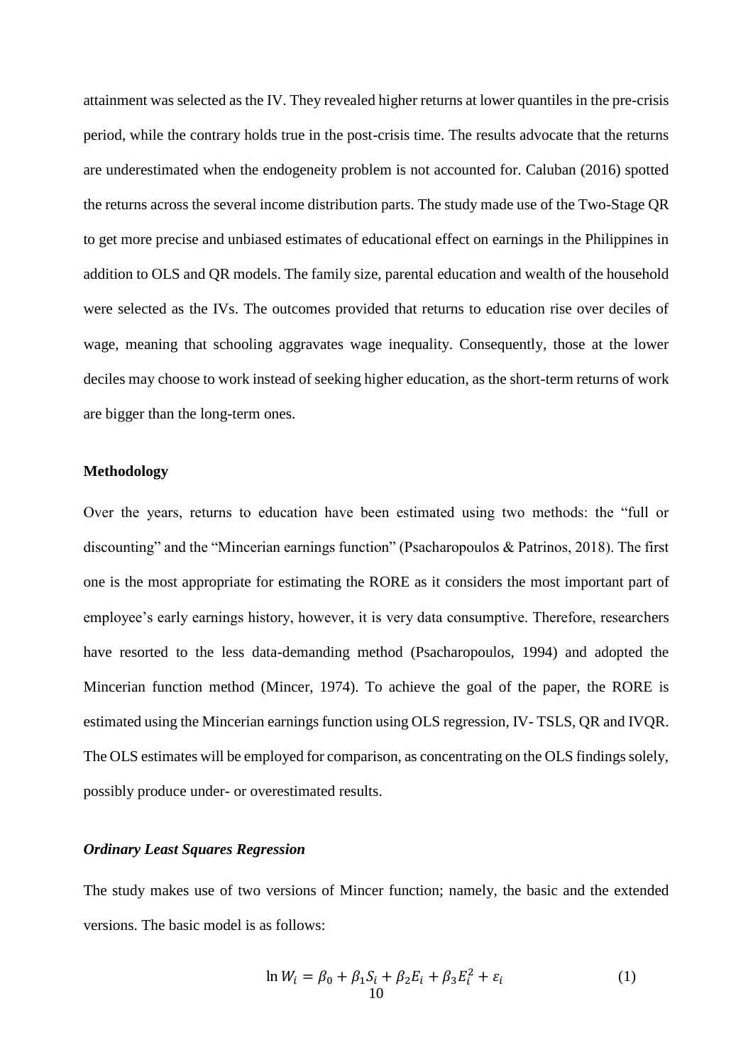attainment was selected as the IV. They revealed higher returns at lower quantiles in the pre-crisis period, while the contrary holds true in the post-crisis time. The results advocate that the returns are underestimated when the endogeneity problem is not accounted for. Caluban (2016) spotted the returns across the several income distribution parts. The study made use of the Two-Stage QR to get more precise and unbiased estimates of educational effect on earnings in the Philippines in addition to OLS and QR models. The family size, parental education and wealth of the household were selected as the IVs. The outcomes provided that returns to education rise over deciles of wage, meaning that schooling aggravates wage inequality. Consequently, those at the lower deciles may choose to work instead of seeking higher education, as the short-term returns of work are bigger than the long-term ones.

## Methodology

Over the years, returns to education have been estimated using two methods: the "full or discounting" and the "Mincerian earnings function" (Psacharopoulos & Patrinos, 2018). The first one is the most appropriate for estimating the RORE as it considers the most important part of employee's early earnings history, however, it is very data consumptive. Therefore, researchers have resorted to the less data-demanding method (Psacharopoulos, 1994) and adopted the Mincerian function method (Mincer, 1974). To achieve the goal of the paper, the RORE is estimated using the Mincerian earnings function using OLS regression, IV- TSLS, QR and IVQR. The OLS estimates will be employed for comparison, as concentrating on the OLS findings solely, possibly produce under- or overestimated results.

### *Ordinary Least Squares Regression*

The study makes use of two versions of Mincer function; namely, the basic and the extended versions. The basic model is as follows:

$$\ln W_i = \beta_0 + \beta_1 S_i + \beta_2 E_i + \beta_3 E_i^2 + \varepsilon_i \tag{1}$$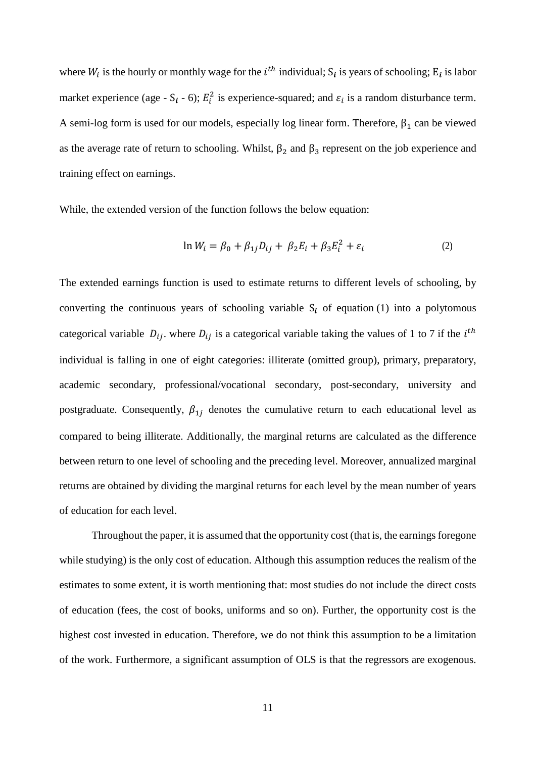where $W_i$ is the hourly or monthly wage for the $i^{th}$ individual; $S_i$ is years of schooling; $E_i$ is labor market experience (age - $S_i$ - 6); $E_i^2$ is experience-squared; and $\varepsilon_i$ is a random disturbance term. A semi-log form is used for our models, especially log linear form. Therefore, $\beta_1$ can be viewed as the average rate of return to schooling. Whilst, $\beta_2$ and $\beta_3$ represent on the job experience and training effect on earnings.

While, the extended version of the function follows the below equation:

$$\ln W_i = \beta_0 + \beta_{1j} D_{ij} + \beta_2 E_i + \beta_3 E_i^2 + \varepsilon_i \tag{2}$$

The extended earnings function is used to estimate returns to different levels of schooling, by converting the continuous years of schooling variable $S_i$ of equation (1) into a polytomous categorical variable $D_{ij}$. where $D_{ij}$ is a categorical variable taking the values of 1 to 7 if the $i^{th}$ individual is falling in one of eight categories: illiterate (omitted group), primary, preparatory, academic secondary, professional/vocational secondary, post-secondary, university and postgraduate. Consequently, $\beta_{1j}$ denotes the cumulative return to each educational level as compared to being illiterate. Additionally, the marginal returns are calculated as the difference between return to one level of schooling and the preceding level. Moreover, annualized marginal returns are obtained by dividing the marginal returns for each level by the mean number of years of education for each level.

Throughout the paper, it is assumed that the opportunity cost (that is, the earnings foregone while studying) is the only cost of education. Although this assumption reduces the realism of the estimates to some extent, it is worth mentioning that: most studies do not include the direct costs of education (fees, the cost of books, uniforms and so on). Further, the opportunity cost is the highest cost invested in education. Therefore, we do not think this assumption to be a limitation of the work. Furthermore, a significant assumption of OLS is that the regressors are exogenous.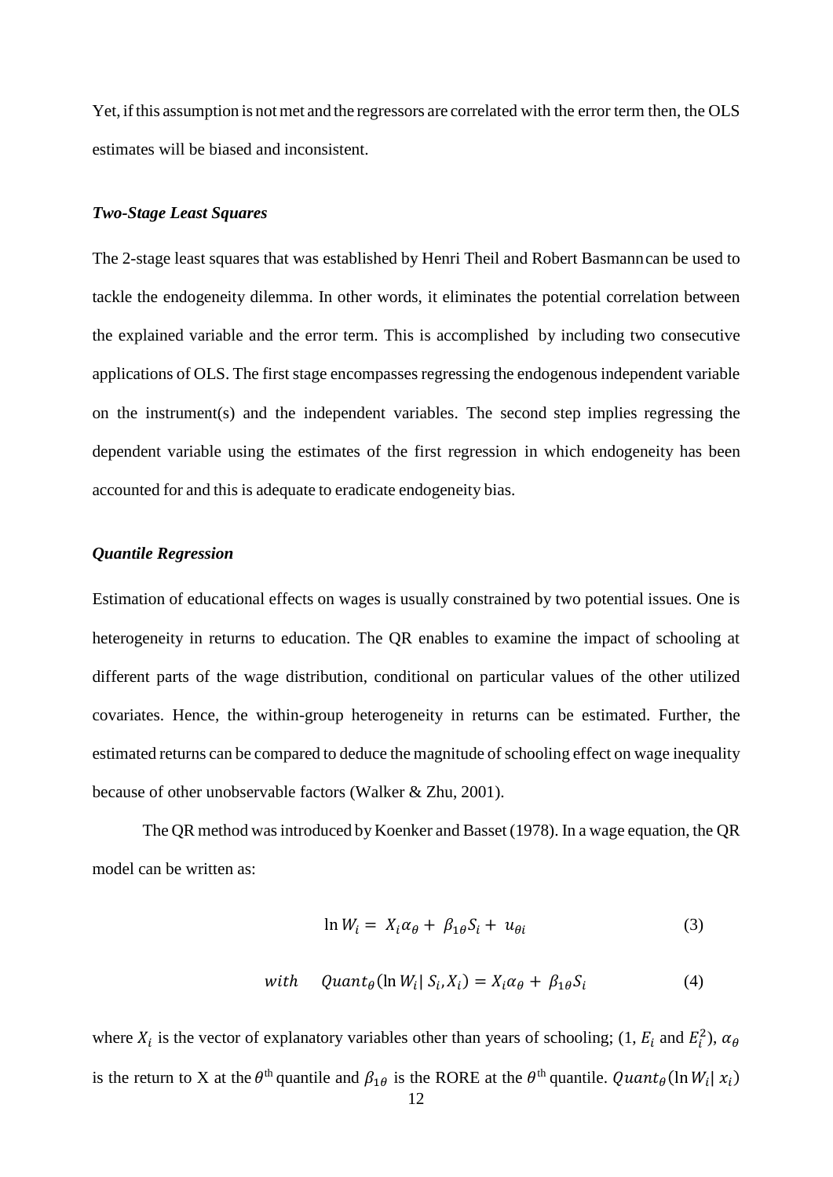Yet, if this assumption is not met and the regressors are correlated with the error term then, the OLS estimates will be biased and inconsistent.

### *Two-Stage Least Squares*

The 2-stage least squares that was established by Henri Theil and Robert Basmann can be used to tackle the endogeneity dilemma. In other words, it eliminates the potential correlation between the explained variable and the error term. This is accomplished by including two consecutive applications of OLS. The first stage encompasses regressing the endogenous independent variable on the instrument(s) and the independent variables. The second step implies regressing the dependent variable using the estimates of the first regression in which endogeneity has been accounted for and this is adequate to eradicate endogeneity bias.

### *Quantile Regression*

Estimation of educational effects on wages is usually constrained by two potential issues. One is heterogeneity in returns to education. The QR enables to examine the impact of schooling at different parts of the wage distribution, conditional on particular values of the other utilized covariates. Hence, the within-group heterogeneity in returns can be estimated. Further, the estimated returns can be compared to deduce the magnitude of schooling effect on wage inequality because of other unobservable factors (Walker & Zhu, 2001).

The QR method was introduced by Koenker and Basset (1978). In a wage equation, the QR model can be written as:

$$\ln W_i = X_i \alpha_\theta + \beta_{1\theta} S_i + u_{\theta i} \qquad (3)$$

$$with \quad Quant_\theta(\ln W_i | S_i, X_i) = X_i \alpha_\theta + \beta_{1\theta} S_i \qquad (4)$$

where $X_i$ is the vector of explanatory variables other than years of schooling; (1, $E_i$ and $E_i^2$), $\alpha_\theta$ is the return to X at the $\theta^{\text{th}}$ quantile and $\beta_{1\theta}$ is the RORE at the $\theta^{\text{th}}$ quantile. $Quant_\theta(\ln W_i | x_i)$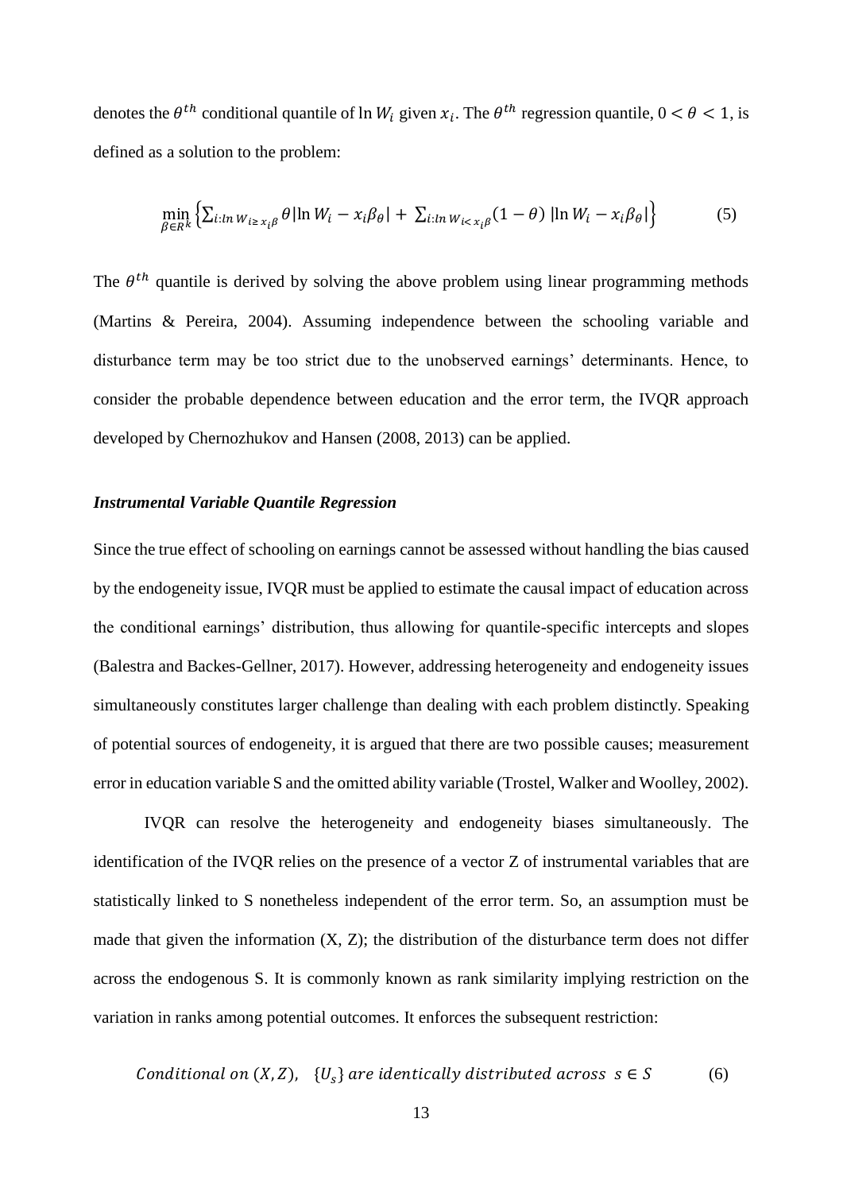denotes the $\theta^{th}$ conditional quantile of $\ln W_i$ given $x_i$. The $\theta^{th}$ regression quantile, $0 < \theta < 1$, is defined as a solution to the problem:

$$\min_{\beta \in R^k} \left\{ \sum_{i: \ln W_{i \geq x_i \beta}} \theta |\ln W_i - x_i \beta_\theta| + \sum_{i: \ln W_{i < x_i \beta}} (1-\theta) \, |\ln W_i - x_i \beta_\theta| \right\} \tag{5}$$

The $\theta^{th}$ quantile is derived by solving the above problem using linear programming methods (Martins & Pereira, 2004). Assuming independence between the schooling variable and disturbance term may be too strict due to the unobserved earnings' determinants. Hence, to consider the probable dependence between education and the error term, the IVQR approach developed by Chernozhukov and Hansen (2008, 2013) can be applied.

***Instrumental Variable Quantile Regression***

Since the true effect of schooling on earnings cannot be assessed without handling the bias caused by the endogeneity issue, IVQR must be applied to estimate the causal impact of education across the conditional earnings' distribution, thus allowing for quantile-specific intercepts and slopes (Balestra and Backes-Gellner, 2017). However, addressing heterogeneity and endogeneity issues simultaneously constitutes larger challenge than dealing with each problem distinctly. Speaking of potential sources of endogeneity, it is argued that there are two possible causes; measurement error in education variable S and the omitted ability variable (Trostel, Walker and Woolley, 2002).

IVQR can resolve the heterogeneity and endogeneity biases simultaneously. The identification of the IVQR relies on the presence of a vector Z of instrumental variables that are statistically linked to S nonetheless independent of the error term. So, an assumption must be made that given the information (X, Z); the distribution of the disturbance term does not differ across the endogenous S. It is commonly known as rank similarity implying restriction on the variation in ranks among potential outcomes. It enforces the subsequent restriction:

$$Conditional\ on\ (X, Z), \quad \{U_s\}\ are\ identically\ distributed\ across\ \ s \in S \tag{6}$$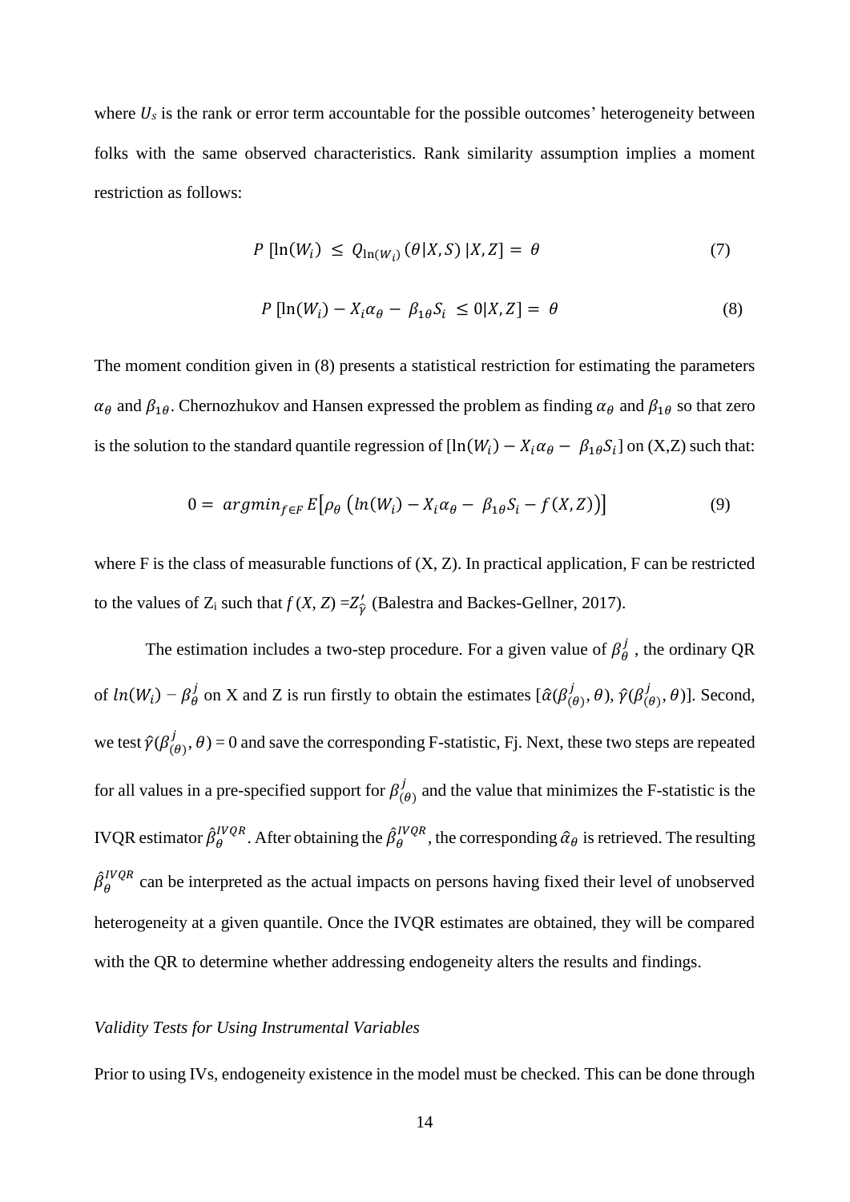where $U_s$ is the rank or error term accountable for the possible outcomes' heterogeneity between folks with the same observed characteristics. Rank similarity assumption implies a moment restriction as follows:

$$P\ [\ln(W_i)\ \leq\ Q_{\ln(W_i)}(\theta|X,S)\ |X,Z] =\ \theta \tag{7}$$

$$P\ [\ln(W_i) - X_i\alpha_\theta -\ \beta_{1\theta}S_i\ \leq 0|X,Z] =\ \theta \tag{8}$$

The moment condition given in (8) presents a statistical restriction for estimating the parameters $\alpha_\theta$ and $\beta_{1\theta}$. Chernozhukov and Hansen expressed the problem as finding $\alpha_\theta$ and $\beta_{1\theta}$ so that zero is the solution to the standard quantile regression of $[\ln(W_i) - X_i\alpha_\theta -\ \beta_{1\theta}S_i]$ on (X,Z) such that:

$$0 =\ argmin_{f\in F}\, E\left[\rho_\theta\ \left(ln(W_i) - X_i\alpha_\theta -\ \beta_{1\theta}S_i - f(X,Z)\right)\right] \tag{9}$$

where F is the class of measurable functions of (X, Z). In practical application, F can be restricted to the values of $Z_i$ such that $f(X, Z) = Z'_{\hat{\gamma}}$ (Balestra and Backes-Gellner, 2017).

The estimation includes a two-step procedure. For a given value of $\beta_\theta^j$ , the ordinary QR of $ln(W_i) - \beta_\theta^j$ on X and Z is run firstly to obtain the estimates $[\hat{\alpha}(\beta_{(\theta)}^j, \theta), \hat{\gamma}(\beta_{(\theta)}^j, \theta)]$. Second, we test $\hat{\gamma}(\beta_{(\theta)}^j, \theta) = 0$ and save the corresponding F-statistic, Fj. Next, these two steps are repeated for all values in a pre-specified support for $\beta_{(\theta)}^j$ and the value that minimizes the F-statistic is the IVQR estimator $\hat{\beta}_\theta^{IVQR}$. After obtaining the $\hat{\beta}_\theta^{IVQR}$, the corresponding $\hat{\alpha}_\theta$ is retrieved. The resulting $\hat{\beta}_\theta^{IVQR}$ can be interpreted as the actual impacts on persons having fixed their level of unobserved heterogeneity at a given quantile. Once the IVQR estimates are obtained, they will be compared with the QR to determine whether addressing endogeneity alters the results and findings.

*Validity Tests for Using Instrumental Variables*

Prior to using IVs, endogeneity existence in the model must be checked. This can be done through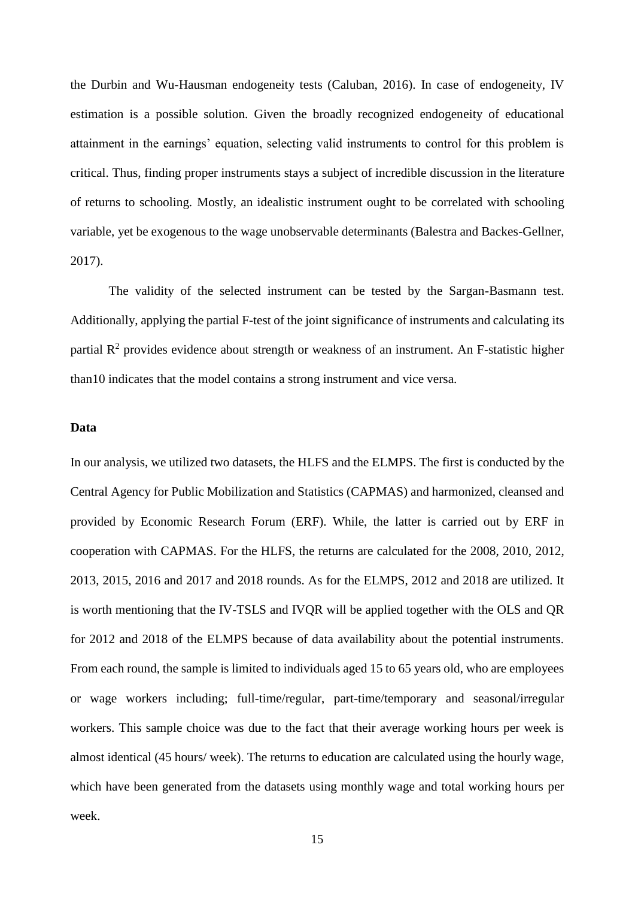the Durbin and Wu-Hausman endogeneity tests (Caluban, 2016). In case of endogeneity, IV estimation is a possible solution. Given the broadly recognized endogeneity of educational attainment in the earnings' equation, selecting valid instruments to control for this problem is critical. Thus, finding proper instruments stays a subject of incredible discussion in the literature of returns to schooling. Mostly, an idealistic instrument ought to be correlated with schooling variable, yet be exogenous to the wage unobservable determinants (Balestra and Backes-Gellner, 2017).

The validity of the selected instrument can be tested by the Sargan-Basmann test. Additionally, applying the partial F-test of the joint significance of instruments and calculating its partial $R^2$ provides evidence about strength or weakness of an instrument. An F-statistic higher than10 indicates that the model contains a strong instrument and vice versa.

**Data**

In our analysis, we utilized two datasets, the HLFS and the ELMPS. The first is conducted by the Central Agency for Public Mobilization and Statistics (CAPMAS) and harmonized, cleansed and provided by Economic Research Forum (ERF). While, the latter is carried out by ERF in cooperation with CAPMAS. For the HLFS, the returns are calculated for the 2008, 2010, 2012, 2013, 2015, 2016 and 2017 and 2018 rounds. As for the ELMPS, 2012 and 2018 are utilized. It is worth mentioning that the IV-TSLS and IVQR will be applied together with the OLS and QR for 2012 and 2018 of the ELMPS because of data availability about the potential instruments. From each round, the sample is limited to individuals aged 15 to 65 years old, who are employees or wage workers including; full-time/regular, part-time/temporary and seasonal/irregular workers. This sample choice was due to the fact that their average working hours per week is almost identical (45 hours/ week). The returns to education are calculated using the hourly wage, which have been generated from the datasets using monthly wage and total working hours per week.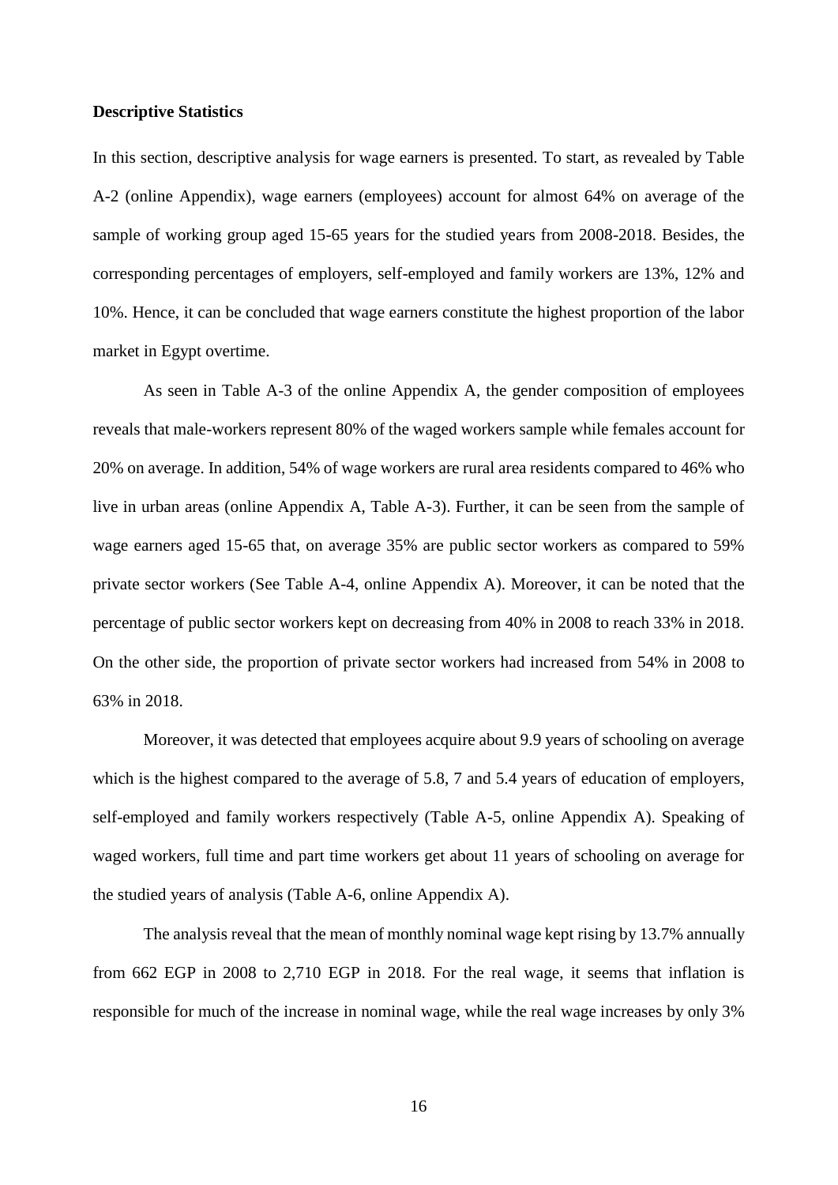**Descriptive Statistics**

In this section, descriptive analysis for wage earners is presented. To start, as revealed by Table A-2 (online Appendix), wage earners (employees) account for almost 64% on average of the sample of working group aged 15-65 years for the studied years from 2008-2018. Besides, the corresponding percentages of employers, self-employed and family workers are 13%, 12% and 10%. Hence, it can be concluded that wage earners constitute the highest proportion of the labor market in Egypt overtime.

As seen in Table A-3 of the online Appendix A, the gender composition of employees reveals that male-workers represent 80% of the waged workers sample while females account for 20% on average. In addition, 54% of wage workers are rural area residents compared to 46% who live in urban areas (online Appendix A, Table A-3). Further, it can be seen from the sample of wage earners aged 15-65 that, on average 35% are public sector workers as compared to 59% private sector workers (See Table A-4, online Appendix A). Moreover, it can be noted that the percentage of public sector workers kept on decreasing from 40% in 2008 to reach 33% in 2018. On the other side, the proportion of private sector workers had increased from 54% in 2008 to 63% in 2018.

Moreover, it was detected that employees acquire about 9.9 years of schooling on average which is the highest compared to the average of 5.8, 7 and 5.4 years of education of employers, self-employed and family workers respectively (Table A-5, online Appendix A). Speaking of waged workers, full time and part time workers get about 11 years of schooling on average for the studied years of analysis (Table A-6, online Appendix A).

The analysis reveal that the mean of monthly nominal wage kept rising by 13.7% annually from 662 EGP in 2008 to 2,710 EGP in 2018. For the real wage, it seems that inflation is responsible for much of the increase in nominal wage, while the real wage increases by only 3%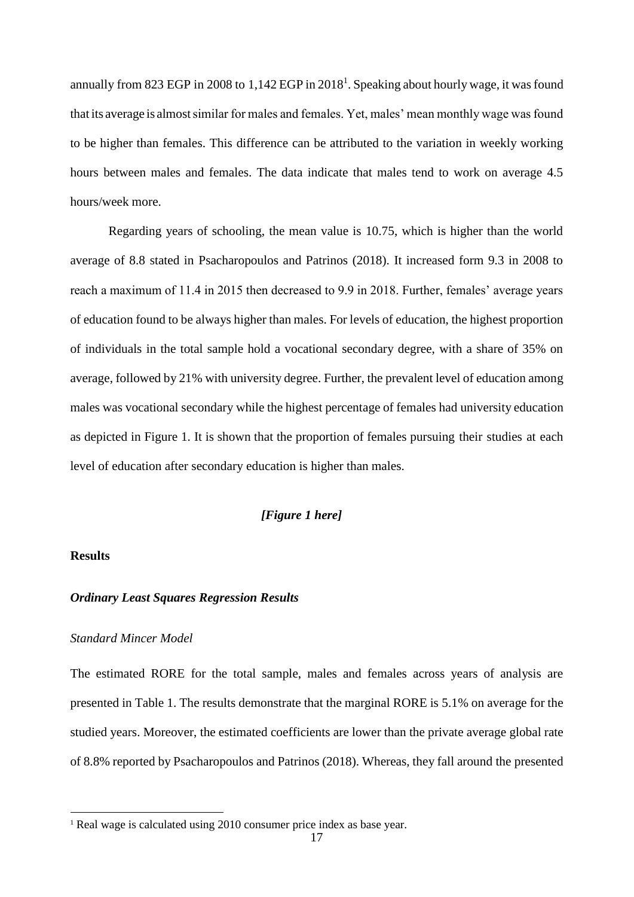annually from 823 EGP in 2008 to 1,142 EGP in 2018[1]. Speaking about hourly wage, it was found that its average is almost similar for males and females. Yet, males' mean monthly wage was found to be higher than females. This difference can be attributed to the variation in weekly working hours between males and females. The data indicate that males tend to work on average 4.5 hours/week more.

Regarding years of schooling, the mean value is 10.75, which is higher than the world average of 8.8 stated in Psacharopoulos and Patrinos (2018). It increased form 9.3 in 2008 to reach a maximum of 11.4 in 2015 then decreased to 9.9 in 2018. Further, females' average years of education found to be always higher than males. For levels of education, the highest proportion of individuals in the total sample hold a vocational secondary degree, with a share of 35% on average, followed by 21% with university degree. Further, the prevalent level of education among males was vocational secondary while the highest percentage of females had university education as depicted in Figure 1. It is shown that the proportion of females pursuing their studies at each level of education after secondary education is higher than males.

***[Figure 1 here]***

## Results

### *Ordinary Least Squares Regression Results*

#### *Standard Mincer Model*

The estimated RORE for the total sample, males and females across years of analysis are presented in Table 1. The results demonstrate that the marginal RORE is 5.1% on average for the studied years. Moreover, the estimated coefficients are lower than the private average global rate of 8.8% reported by Psacharopoulos and Patrinos (2018). Whereas, they fall around the presented

[1] Real wage is calculated using 2010 consumer price index as base year.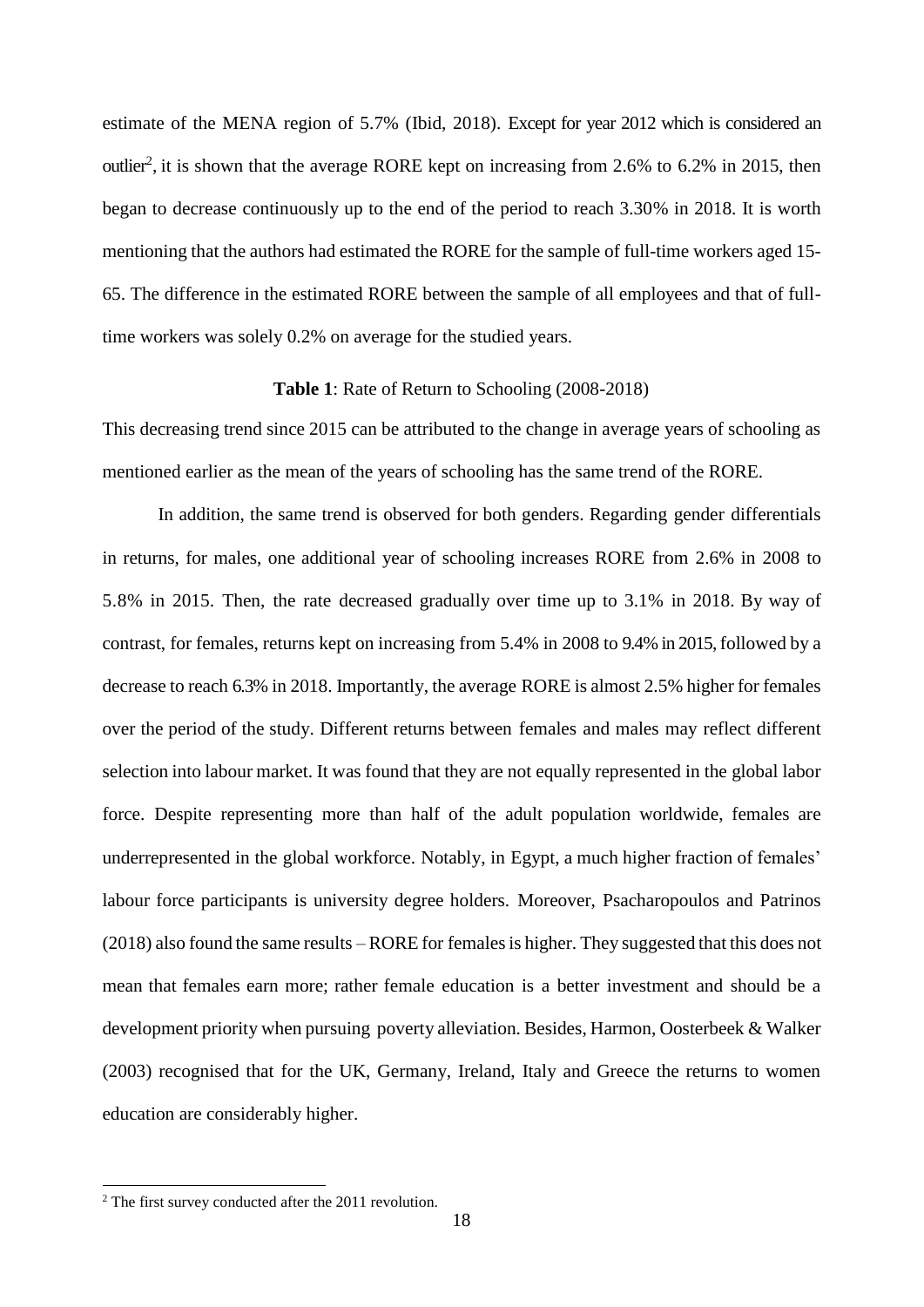estimate of the MENA region of 5.7% (Ibid, 2018). Except for year 2012 which is considered an outlier[2], it is shown that the average RORE kept on increasing from 2.6% to 6.2% in 2015, then began to decrease continuously up to the end of the period to reach 3.30% in 2018. It is worth mentioning that the authors had estimated the RORE for the sample of full-time workers aged 15-65. The difference in the estimated RORE between the sample of all employees and that of full-time workers was solely 0.2% on average for the studied years.

**Table 1**: Rate of Return to Schooling (2008-2018)

This decreasing trend since 2015 can be attributed to the change in average years of schooling as mentioned earlier as the mean of the years of schooling has the same trend of the RORE.

In addition, the same trend is observed for both genders. Regarding gender differentials in returns, for males, one additional year of schooling increases RORE from 2.6% in 2008 to 5.8% in 2015. Then, the rate decreased gradually over time up to 3.1% in 2018. By way of contrast, for females, returns kept on increasing from 5.4% in 2008 to 9.4% in 2015, followed by a decrease to reach 6.3% in 2018. Importantly, the average RORE is almost 2.5% higher for females over the period of the study. Different returns between females and males may reflect different selection into labour market. It was found that they are not equally represented in the global labor force. Despite representing more than half of the adult population worldwide, females are underrepresented in the global workforce. Notably, in Egypt, a much higher fraction of females' labour force participants is university degree holders. Moreover, Psacharopoulos and Patrinos (2018) also found the same results – RORE for females is higher. They suggested that this does not mean that females earn more; rather female education is a better investment and should be a development priority when pursuing poverty alleviation. Besides, Harmon, Oosterbeek & Walker (2003) recognised that for the UK, Germany, Ireland, Italy and Greece the returns to women education are considerably higher.

[2] The first survey conducted after the 2011 revolution.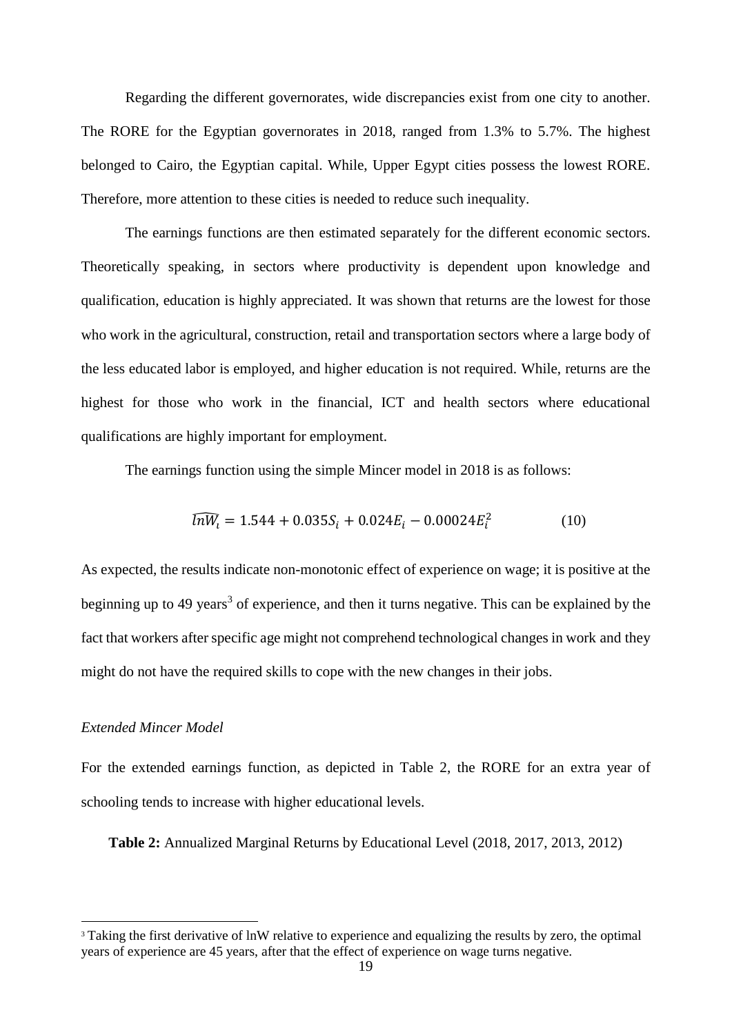Regarding the different governorates, wide discrepancies exist from one city to another. The RORE for the Egyptian governorates in 2018, ranged from 1.3% to 5.7%. The highest belonged to Cairo, the Egyptian capital. While, Upper Egypt cities possess the lowest RORE. Therefore, more attention to these cities is needed to reduce such inequality.

The earnings functions are then estimated separately for the different economic sectors. Theoretically speaking, in sectors where productivity is dependent upon knowledge and qualification, education is highly appreciated. It was shown that returns are the lowest for those who work in the agricultural, construction, retail and transportation sectors where a large body of the less educated labor is employed, and higher education is not required. While, returns are the highest for those who work in the financial, ICT and health sectors where educational qualifications are highly important for employment.

The earnings function using the simple Mincer model in 2018 is as follows:

$$\widehat{lnW_i} = 1.544 + 0.035S_i + 0.024E_i - 0.00024E_i^2 \tag{10}$$

As expected, the results indicate non-monotonic effect of experience on wage; it is positive at the beginning up to 49 years[3] of experience, and then it turns negative. This can be explained by the fact that workers after specific age might not comprehend technological changes in work and they might do not have the required skills to cope with the new changes in their jobs.

*Extended Mincer Model*

For the extended earnings function, as depicted in Table 2, the RORE for an extra year of schooling tends to increase with higher educational levels.

**Table 2:** Annualized Marginal Returns by Educational Level (2018, 2017, 2013, 2012)

[3] Taking the first derivative of lnW relative to experience and equalizing the results by zero, the optimal years of experience are 45 years, after that the effect of experience on wage turns negative.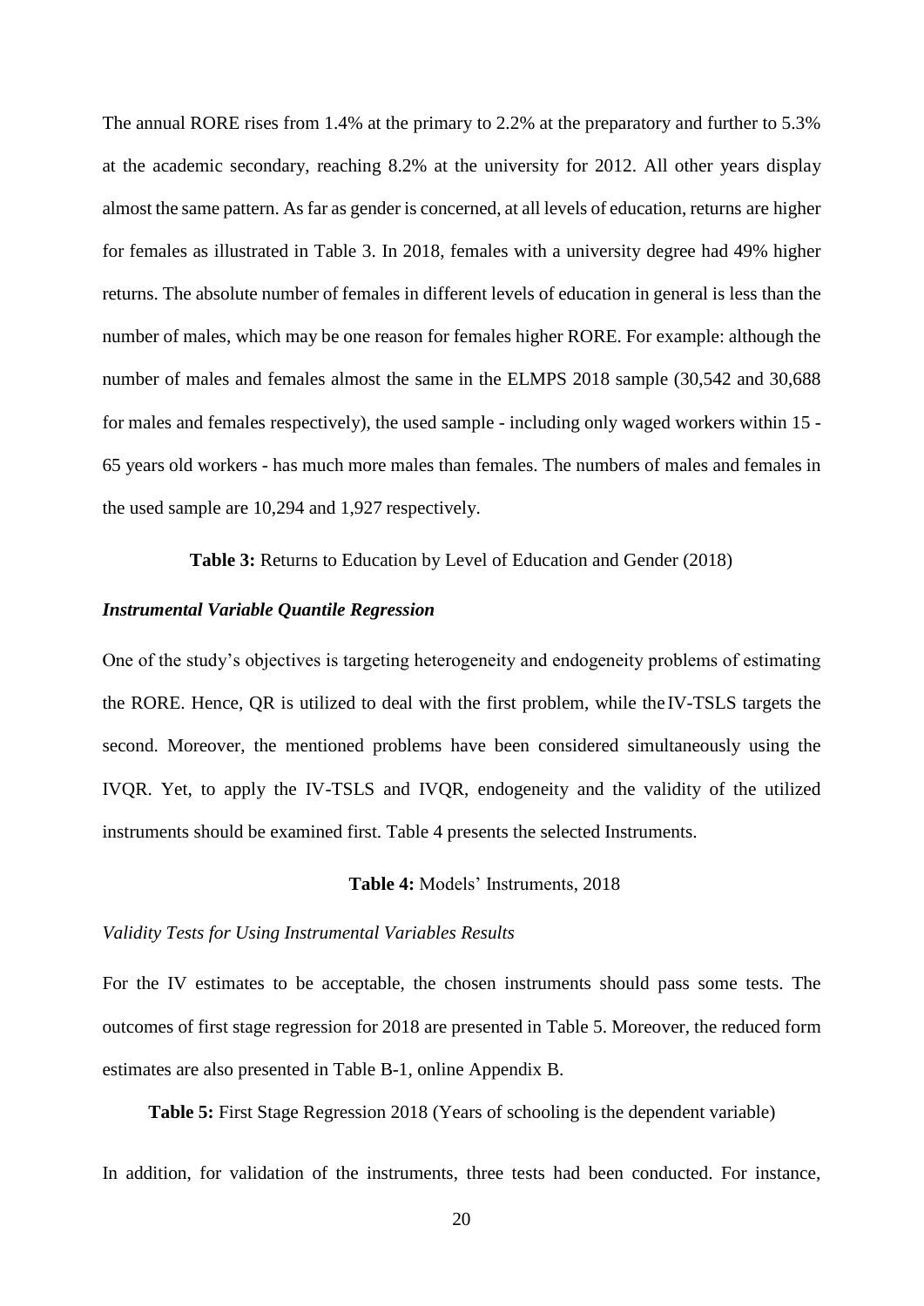The annual RORE rises from 1.4% at the primary to 2.2% at the preparatory and further to 5.3% at the academic secondary, reaching 8.2% at the university for 2012. All other years display almost the same pattern. As far as gender is concerned, at all levels of education, returns are higher for females as illustrated in Table 3. In 2018, females with a university degree had 49% higher returns. The absolute number of females in different levels of education in general is less than the number of males, which may be one reason for females higher RORE. For example: although the number of males and females almost the same in the ELMPS 2018 sample (30,542 and 30,688 for males and females respectively), the used sample - including only waged workers within 15 - 65 years old workers - has much more males than females. The numbers of males and females in the used sample are 10,294 and 1,927 respectively.

**Table 3:** Returns to Education by Level of Education and Gender (2018)

***Instrumental Variable Quantile Regression***

One of the study's objectives is targeting heterogeneity and endogeneity problems of estimating the RORE. Hence, QR is utilized to deal with the first problem, while the IV-TSLS targets the second. Moreover, the mentioned problems have been considered simultaneously using the IVQR. Yet, to apply the IV-TSLS and IVQR, endogeneity and the validity of the utilized instruments should be examined first. Table 4 presents the selected Instruments.

**Table 4:** Models' Instruments, 2018

*Validity Tests for Using Instrumental Variables Results*

For the IV estimates to be acceptable, the chosen instruments should pass some tests. The outcomes of first stage regression for 2018 are presented in Table 5. Moreover, the reduced form estimates are also presented in Table B-1, online Appendix B.

**Table 5:** First Stage Regression 2018 (Years of schooling is the dependent variable)

In addition, for validation of the instruments, three tests had been conducted. For instance,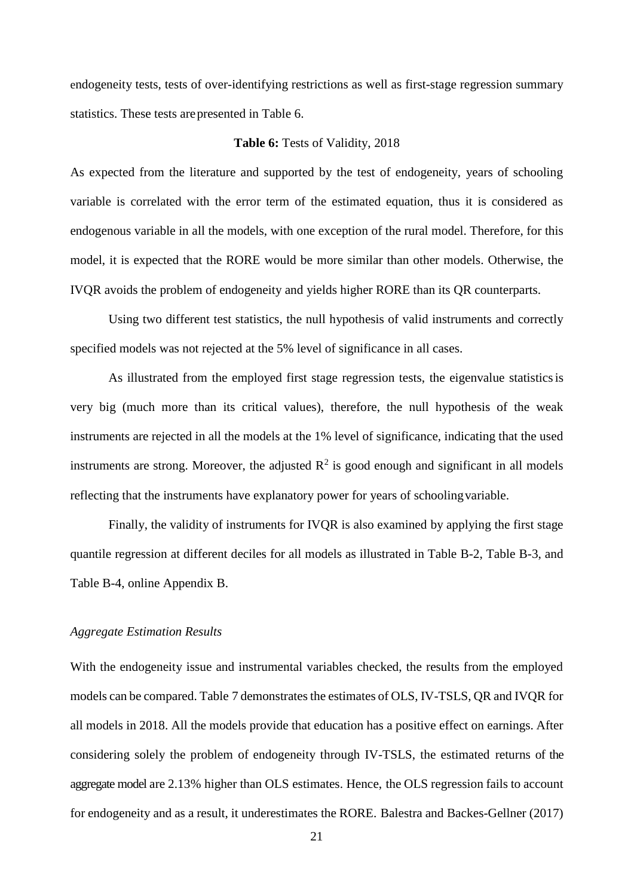endogeneity tests, tests of over-identifying restrictions as well as first-stage regression summary statistics. These tests are presented in Table 6.

**Table 6:** Tests of Validity, 2018

As expected from the literature and supported by the test of endogeneity, years of schooling variable is correlated with the error term of the estimated equation, thus it is considered as endogenous variable in all the models, with one exception of the rural model. Therefore, for this model, it is expected that the RORE would be more similar than other models. Otherwise, the IVQR avoids the problem of endogeneity and yields higher RORE than its QR counterparts.

Using two different test statistics, the null hypothesis of valid instruments and correctly specified models was not rejected at the 5% level of significance in all cases.

As illustrated from the employed first stage regression tests, the eigenvalue statistics is very big (much more than its critical values), therefore, the null hypothesis of the weak instruments are rejected in all the models at the 1% level of significance, indicating that the used instruments are strong. Moreover, the adjusted $R^2$ is good enough and significant in all models reflecting that the instruments have explanatory power for years of schooling variable.

Finally, the validity of instruments for IVQR is also examined by applying the first stage quantile regression at different deciles for all models as illustrated in Table B-2, Table B-3, and Table B-4, online Appendix B.

*Aggregate Estimation Results*

With the endogeneity issue and instrumental variables checked, the results from the employed models can be compared. Table 7 demonstrates the estimates of OLS, IV-TSLS, QR and IVQR for all models in 2018. All the models provide that education has a positive effect on earnings. After considering solely the problem of endogeneity through IV-TSLS, the estimated returns of the aggregate model are 2.13% higher than OLS estimates. Hence, the OLS regression fails to account for endogeneity and as a result, it underestimates the RORE. Balestra and Backes-Gellner (2017)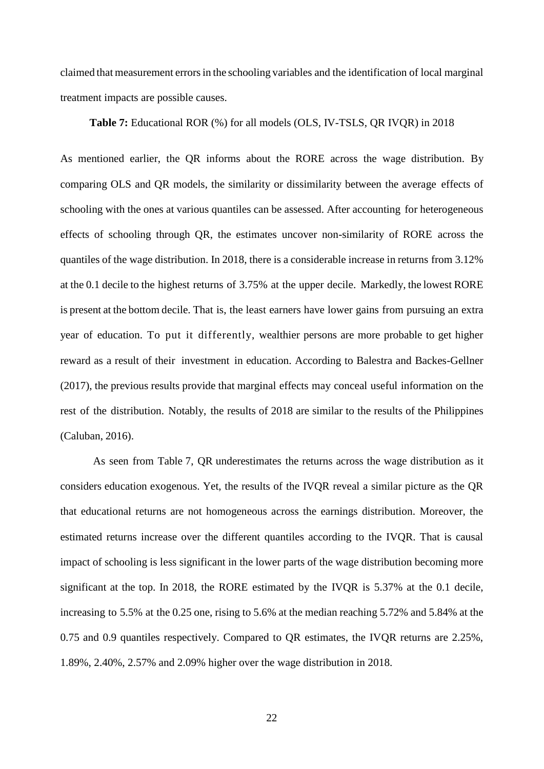claimed that measurement errors in the schooling variables and the identification of local marginal treatment impacts are possible causes.

**Table 7:** Educational ROR (%) for all models (OLS, IV-TSLS, QR IVQR) in 2018

As mentioned earlier, the QR informs about the RORE across the wage distribution. By comparing OLS and QR models, the similarity or dissimilarity between the average effects of schooling with the ones at various quantiles can be assessed. After accounting for heterogeneous effects of schooling through QR, the estimates uncover non-similarity of RORE across the quantiles of the wage distribution. In 2018, there is a considerable increase in returns from 3.12% at the 0.1 decile to the highest returns of 3.75% at the upper decile. Markedly, the lowest RORE is present at the bottom decile. That is, the least earners have lower gains from pursuing an extra year of education. To put it differently, wealthier persons are more probable to get higher reward as a result of their investment in education. According to Balestra and Backes-Gellner (2017), the previous results provide that marginal effects may conceal useful information on the rest of the distribution. Notably, the results of 2018 are similar to the results of the Philippines (Caluban, 2016).

As seen from Table 7, QR underestimates the returns across the wage distribution as it considers education exogenous. Yet, the results of the IVQR reveal a similar picture as the QR that educational returns are not homogeneous across the earnings distribution. Moreover, the estimated returns increase over the different quantiles according to the IVQR. That is causal impact of schooling is less significant in the lower parts of the wage distribution becoming more significant at the top. In 2018, the RORE estimated by the IVQR is 5.37% at the 0.1 decile, increasing to 5.5% at the 0.25 one, rising to 5.6% at the median reaching 5.72% and 5.84% at the 0.75 and 0.9 quantiles respectively. Compared to QR estimates, the IVQR returns are 2.25%, 1.89%, 2.40%, 2.57% and 2.09% higher over the wage distribution in 2018.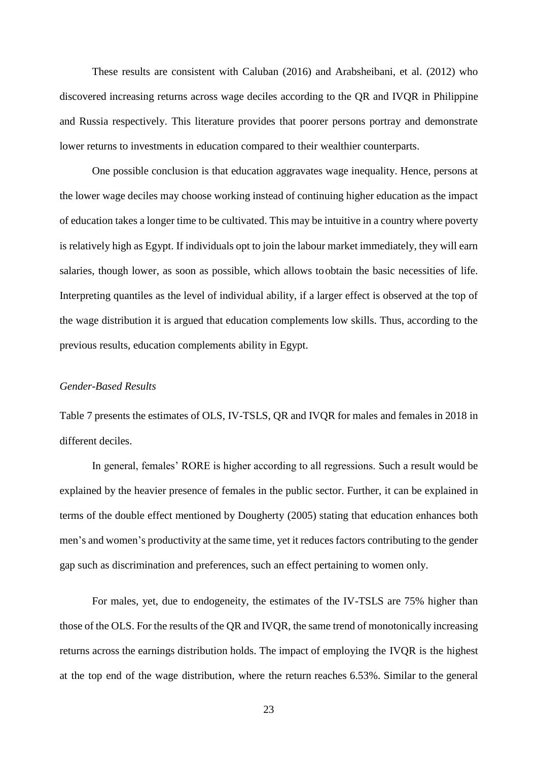These results are consistent with Caluban (2016) and Arabsheibani, et al. (2012) who discovered increasing returns across wage deciles according to the QR and IVQR in Philippine and Russia respectively. This literature provides that poorer persons portray and demonstrate lower returns to investments in education compared to their wealthier counterparts.

One possible conclusion is that education aggravates wage inequality. Hence, persons at the lower wage deciles may choose working instead of continuing higher education as the impact of education takes a longer time to be cultivated. This may be intuitive in a country where poverty is relatively high as Egypt. If individuals opt to join the labour market immediately, they will earn salaries, though lower, as soon as possible, which allows to obtain the basic necessities of life. Interpreting quantiles as the level of individual ability, if a larger effect is observed at the top of the wage distribution it is argued that education complements low skills. Thus, according to the previous results, education complements ability in Egypt.

*Gender-Based Results*

Table 7 presents the estimates of OLS, IV-TSLS, QR and IVQR for males and females in 2018 in different deciles.

In general, females' RORE is higher according to all regressions. Such a result would be explained by the heavier presence of females in the public sector. Further, it can be explained in terms of the double effect mentioned by Dougherty (2005) stating that education enhances both men's and women's productivity at the same time, yet it reduces factors contributing to the gender gap such as discrimination and preferences, such an effect pertaining to women only.

For males, yet, due to endogeneity, the estimates of the IV-TSLS are 75% higher than those of the OLS. For the results of the QR and IVQR, the same trend of monotonically increasing returns across the earnings distribution holds. The impact of employing the IVQR is the highest at the top end of the wage distribution, where the return reaches 6.53%. Similar to the general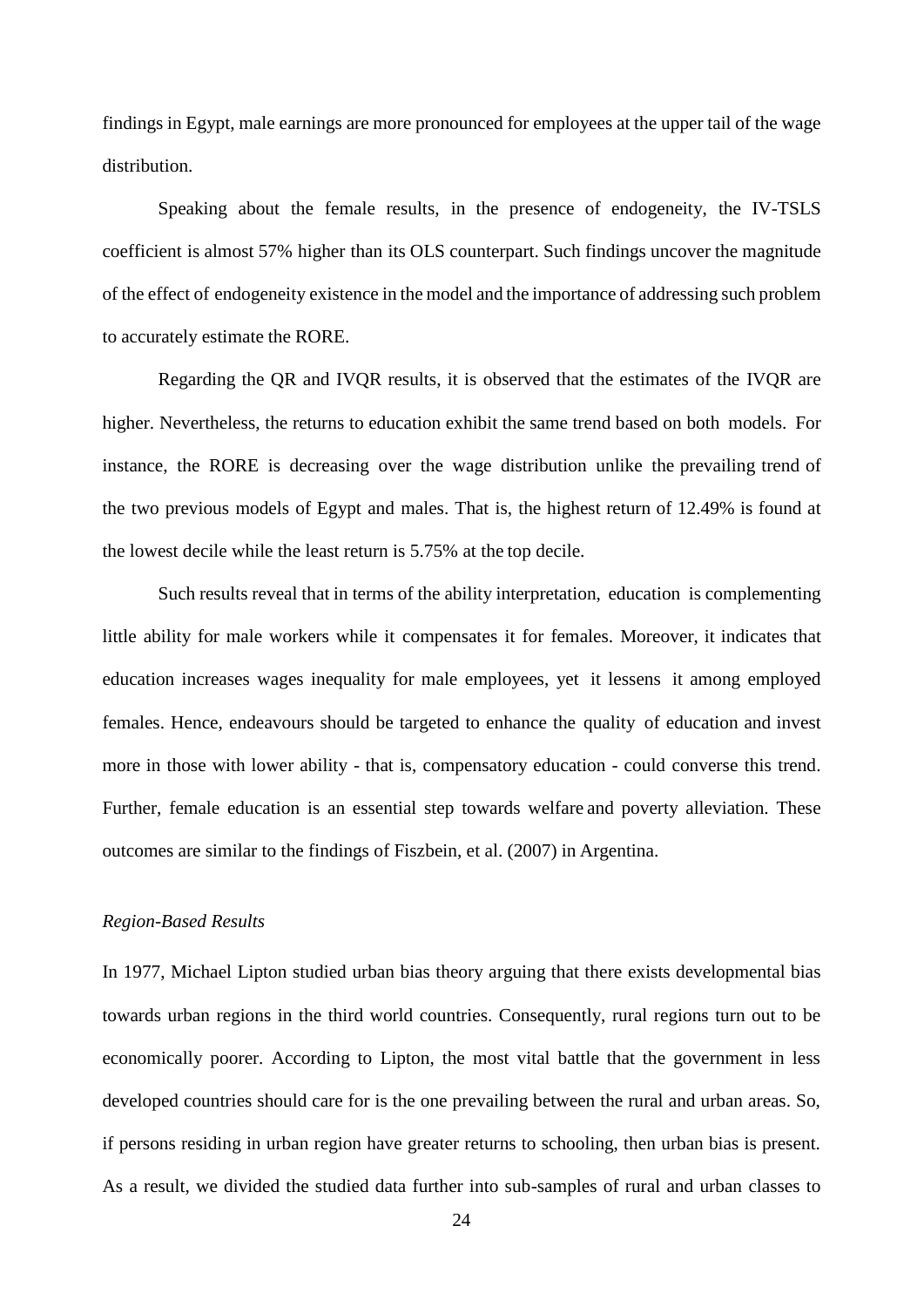findings in Egypt, male earnings are more pronounced for employees at the upper tail of the wage distribution.

Speaking about the female results, in the presence of endogeneity, the IV-TSLS coefficient is almost 57% higher than its OLS counterpart. Such findings uncover the magnitude of the effect of endogeneity existence in the model and the importance of addressing such problem to accurately estimate the RORE.

Regarding the QR and IVQR results, it is observed that the estimates of the IVQR are higher. Nevertheless, the returns to education exhibit the same trend based on both models. For instance, the RORE is decreasing over the wage distribution unlike the prevailing trend of the two previous models of Egypt and males. That is, the highest return of 12.49% is found at the lowest decile while the least return is 5.75% at the top decile.

Such results reveal that in terms of the ability interpretation, education is complementing little ability for male workers while it compensates it for females. Moreover, it indicates that education increases wages inequality for male employees, yet it lessens it among employed females. Hence, endeavours should be targeted to enhance the quality of education and invest more in those with lower ability - that is, compensatory education - could converse this trend. Further, female education is an essential step towards welfare and poverty alleviation. These outcomes are similar to the findings of Fiszbein, et al. (2007) in Argentina.

*Region-Based Results*

In 1977, Michael Lipton studied urban bias theory arguing that there exists developmental bias towards urban regions in the third world countries. Consequently, rural regions turn out to be economically poorer. According to Lipton, the most vital battle that the government in less developed countries should care for is the one prevailing between the rural and urban areas. So, if persons residing in urban region have greater returns to schooling, then urban bias is present. As a result, we divided the studied data further into sub-samples of rural and urban classes to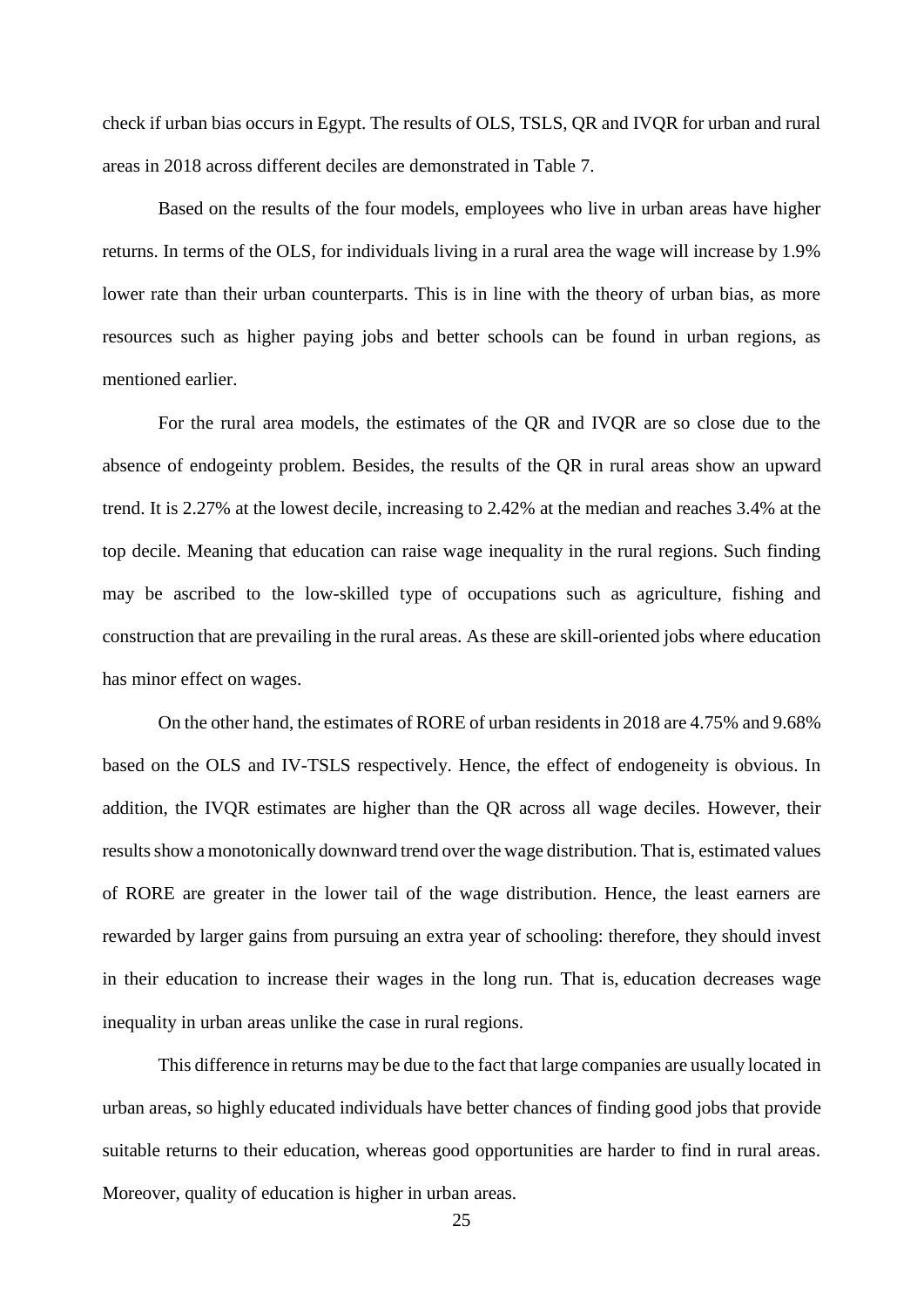check if urban bias occurs in Egypt. The results of OLS, TSLS, QR and IVQR for urban and rural areas in 2018 across different deciles are demonstrated in Table 7.

Based on the results of the four models, employees who live in urban areas have higher returns. In terms of the OLS, for individuals living in a rural area the wage will increase by 1.9% lower rate than their urban counterparts. This is in line with the theory of urban bias, as more resources such as higher paying jobs and better schools can be found in urban regions, as mentioned earlier.

For the rural area models, the estimates of the QR and IVQR are so close due to the absence of endogeinty problem. Besides, the results of the QR in rural areas show an upward trend. It is 2.27% at the lowest decile, increasing to 2.42% at the median and reaches 3.4% at the top decile. Meaning that education can raise wage inequality in the rural regions. Such finding may be ascribed to the low-skilled type of occupations such as agriculture, fishing and construction that are prevailing in the rural areas. As these are skill-oriented jobs where education has minor effect on wages.

On the other hand, the estimates of RORE of urban residents in 2018 are 4.75% and 9.68% based on the OLS and IV-TSLS respectively. Hence, the effect of endogeneity is obvious. In addition, the IVQR estimates are higher than the QR across all wage deciles. However, their results show a monotonically downward trend over the wage distribution. That is, estimated values of RORE are greater in the lower tail of the wage distribution. Hence, the least earners are rewarded by larger gains from pursuing an extra year of schooling: therefore, they should invest in their education to increase their wages in the long run. That is, education decreases wage inequality in urban areas unlike the case in rural regions.

This difference in returns may be due to the fact that large companies are usually located in urban areas, so highly educated individuals have better chances of finding good jobs that provide suitable returns to their education, whereas good opportunities are harder to find in rural areas. Moreover, quality of education is higher in urban areas.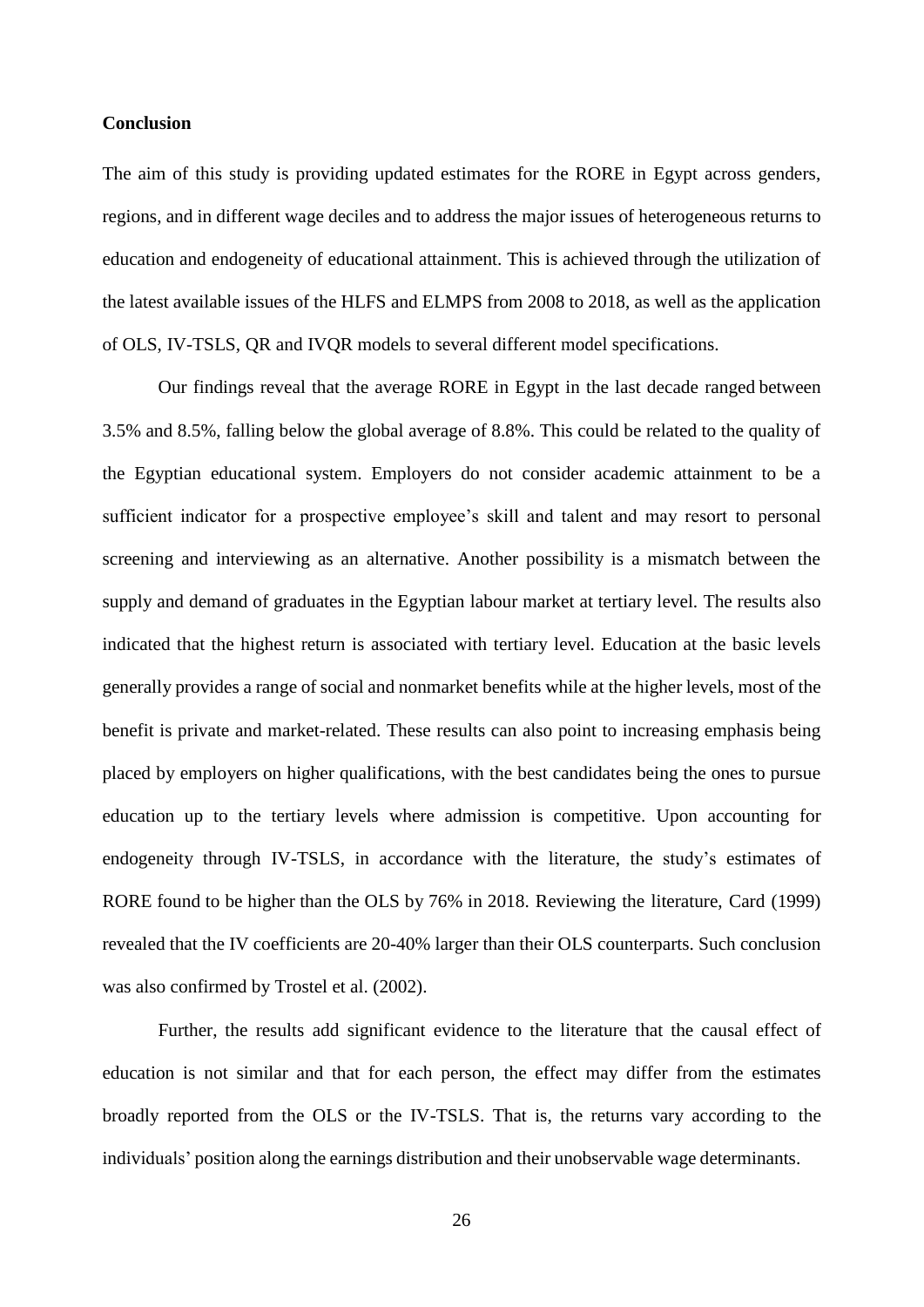**Conclusion**

The aim of this study is providing updated estimates for the RORE in Egypt across genders, regions, and in different wage deciles and to address the major issues of heterogeneous returns to education and endogeneity of educational attainment. This is achieved through the utilization of the latest available issues of the HLFS and ELMPS from 2008 to 2018, as well as the application of OLS, IV-TSLS, QR and IVQR models to several different model specifications.

Our findings reveal that the average RORE in Egypt in the last decade ranged between 3.5% and 8.5%, falling below the global average of 8.8%. This could be related to the quality of the Egyptian educational system. Employers do not consider academic attainment to be a sufficient indicator for a prospective employee's skill and talent and may resort to personal screening and interviewing as an alternative. Another possibility is a mismatch between the supply and demand of graduates in the Egyptian labour market at tertiary level. The results also indicated that the highest return is associated with tertiary level. Education at the basic levels generally provides a range of social and nonmarket benefits while at the higher levels, most of the benefit is private and market-related. These results can also point to increasing emphasis being placed by employers on higher qualifications, with the best candidates being the ones to pursue education up to the tertiary levels where admission is competitive. Upon accounting for endogeneity through IV-TSLS, in accordance with the literature, the study's estimates of RORE found to be higher than the OLS by 76% in 2018. Reviewing the literature, Card (1999) revealed that the IV coefficients are 20-40% larger than their OLS counterparts. Such conclusion was also confirmed by Trostel et al. (2002).

Further, the results add significant evidence to the literature that the causal effect of education is not similar and that for each person, the effect may differ from the estimates broadly reported from the OLS or the IV-TSLS. That is, the returns vary according to the individuals' position along the earnings distribution and their unobservable wage determinants.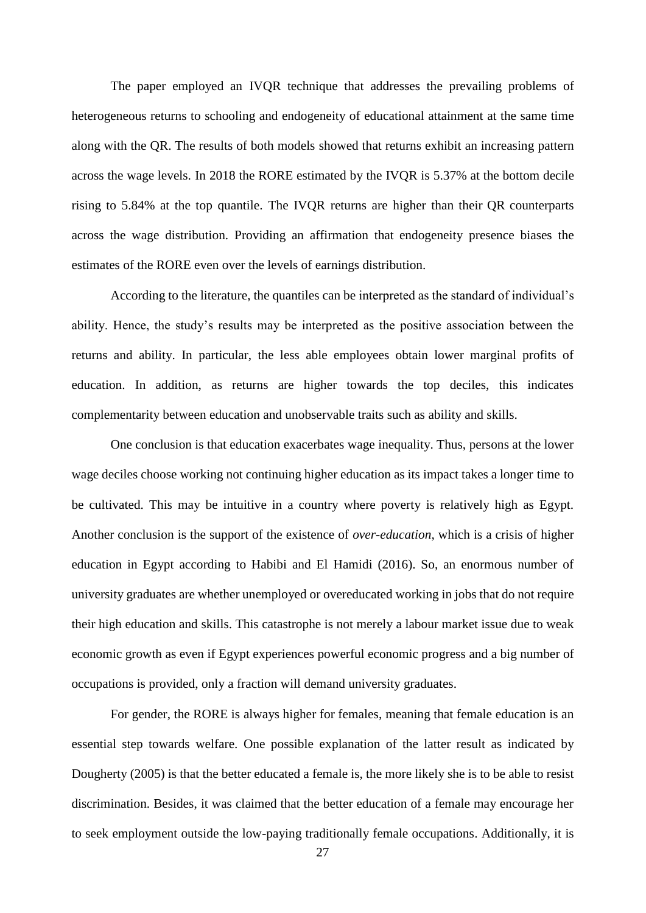The paper employed an IVQR technique that addresses the prevailing problems of heterogeneous returns to schooling and endogeneity of educational attainment at the same time along with the QR. The results of both models showed that returns exhibit an increasing pattern across the wage levels. In 2018 the RORE estimated by the IVQR is 5.37% at the bottom decile rising to 5.84% at the top quantile. The IVQR returns are higher than their QR counterparts across the wage distribution. Providing an affirmation that endogeneity presence biases the estimates of the RORE even over the levels of earnings distribution.

According to the literature, the quantiles can be interpreted as the standard of individual's ability. Hence, the study's results may be interpreted as the positive association between the returns and ability. In particular, the less able employees obtain lower marginal profits of education. In addition, as returns are higher towards the top deciles, this indicates complementarity between education and unobservable traits such as ability and skills.

One conclusion is that education exacerbates wage inequality. Thus, persons at the lower wage deciles choose working not continuing higher education as its impact takes a longer time to be cultivated. This may be intuitive in a country where poverty is relatively high as Egypt. Another conclusion is the support of the existence of *over-education*, which is a crisis of higher education in Egypt according to Habibi and El Hamidi (2016). So, an enormous number of university graduates are whether unemployed or overeducated working in jobs that do not require their high education and skills. This catastrophe is not merely a labour market issue due to weak economic growth as even if Egypt experiences powerful economic progress and a big number of occupations is provided, only a fraction will demand university graduates.

For gender, the RORE is always higher for females, meaning that female education is an essential step towards welfare. One possible explanation of the latter result as indicated by Dougherty (2005) is that the better educated a female is, the more likely she is to be able to resist discrimination. Besides, it was claimed that the better education of a female may encourage her to seek employment outside the low-paying traditionally female occupations. Additionally, it is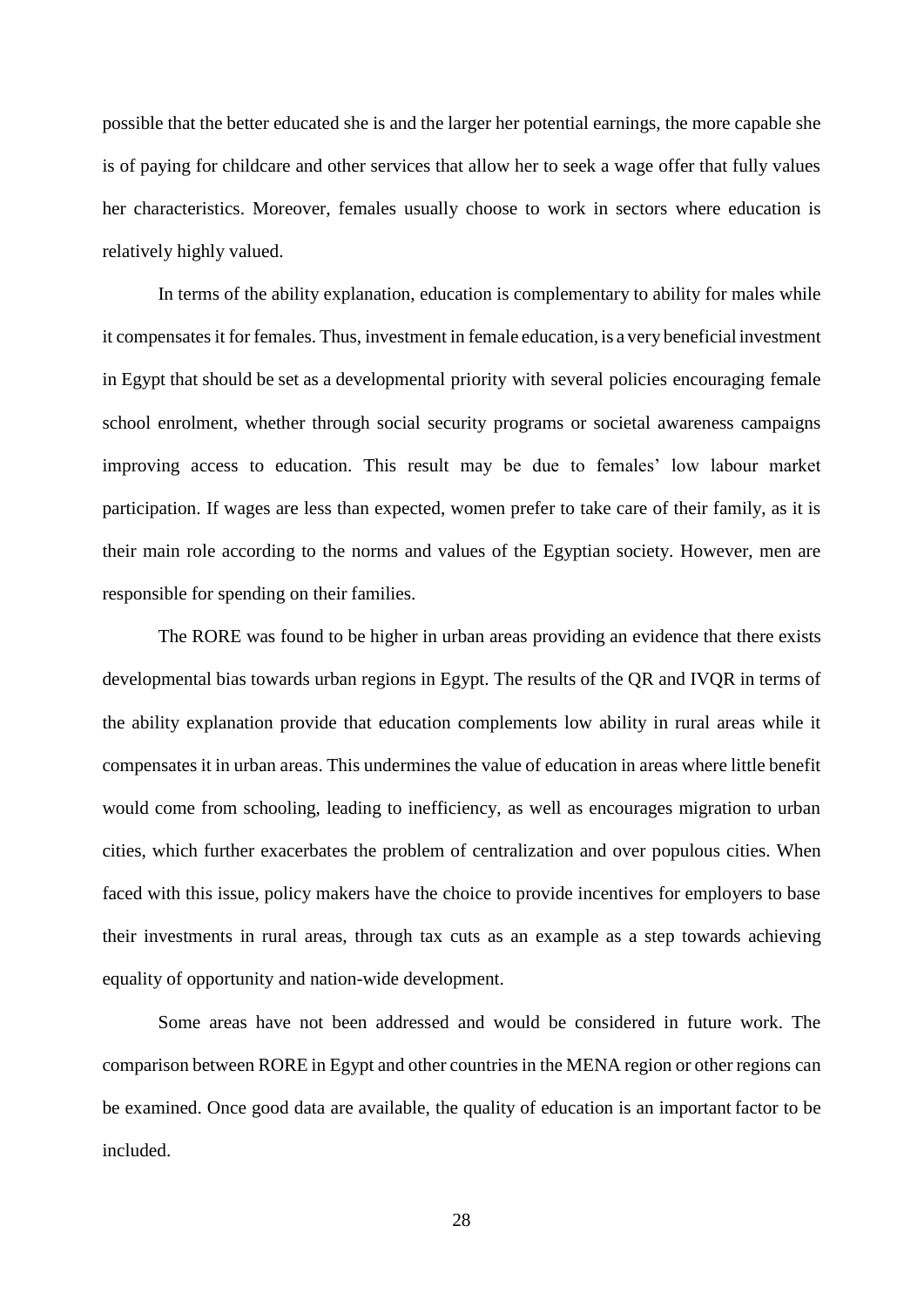possible that the better educated she is and the larger her potential earnings, the more capable she is of paying for childcare and other services that allow her to seek a wage offer that fully values her characteristics. Moreover, females usually choose to work in sectors where education is relatively highly valued.

In terms of the ability explanation, education is complementary to ability for males while it compensates it for females. Thus, investment in female education, is a very beneficial investment in Egypt that should be set as a developmental priority with several policies encouraging female school enrolment, whether through social security programs or societal awareness campaigns improving access to education. This result may be due to females' low labour market participation. If wages are less than expected, women prefer to take care of their family, as it is their main role according to the norms and values of the Egyptian society. However, men are responsible for spending on their families.

The RORE was found to be higher in urban areas providing an evidence that there exists developmental bias towards urban regions in Egypt. The results of the QR and IVQR in terms of the ability explanation provide that education complements low ability in rural areas while it compensates it in urban areas. This undermines the value of education in areas where little benefit would come from schooling, leading to inefficiency, as well as encourages migration to urban cities, which further exacerbates the problem of centralization and over populous cities. When faced with this issue, policy makers have the choice to provide incentives for employers to base their investments in rural areas, through tax cuts as an example as a step towards achieving equality of opportunity and nation-wide development.

Some areas have not been addressed and would be considered in future work. The comparison between RORE in Egypt and other countries in the MENA region or other regions can be examined. Once good data are available, the quality of education is an important factor to be included.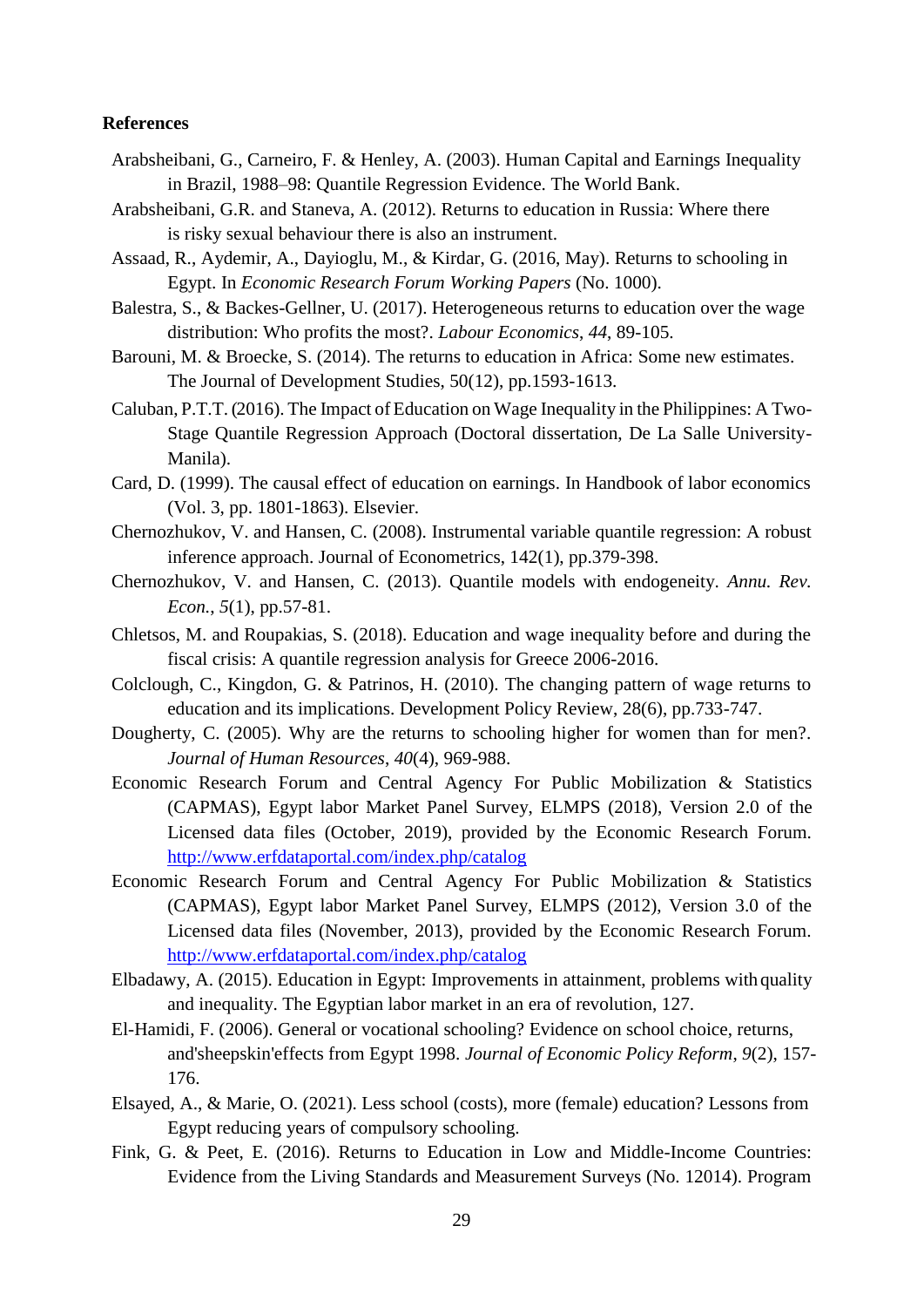## References

Arabsheibani, G., Carneiro, F. & Henley, A. (2003). Human Capital and Earnings Inequality in Brazil, 1988–98: Quantile Regression Evidence. The World Bank.

Arabsheibani, G.R. and Staneva, A. (2012). Returns to education in Russia: Where there is risky sexual behaviour there is also an instrument.

Assaad, R., Aydemir, A., Dayioglu, M., & Kirdar, G. (2016, May). Returns to schooling in Egypt. In *Economic Research Forum Working Papers* (No. 1000).

Balestra, S., & Backes-Gellner, U. (2017). Heterogeneous returns to education over the wage distribution: Who profits the most?. *Labour Economics*, *44*, 89-105.

Barouni, M. & Broecke, S. (2014). The returns to education in Africa: Some new estimates. The Journal of Development Studies, 50(12), pp.1593-1613.

Caluban, P.T.T. (2016). The Impact of Education on Wage Inequality in the Philippines: A Two-Stage Quantile Regression Approach (Doctoral dissertation, De La Salle University-Manila).

Card, D. (1999). The causal effect of education on earnings. In Handbook of labor economics (Vol. 3, pp. 1801-1863). Elsevier.

Chernozhukov, V. and Hansen, C. (2008). Instrumental variable quantile regression: A robust inference approach. Journal of Econometrics, 142(1), pp.379-398.

Chernozhukov, V. and Hansen, C. (2013). Quantile models with endogeneity. *Annu. Rev. Econ.*, *5*(1), pp.57-81.

Chletsos, M. and Roupakias, S. (2018). Education and wage inequality before and during the fiscal crisis: A quantile regression analysis for Greece 2006-2016.

Colclough, C., Kingdon, G. & Patrinos, H. (2010). The changing pattern of wage returns to education and its implications. Development Policy Review, 28(6), pp.733-747.

Dougherty, C. (2005). Why are the returns to schooling higher for women than for men?. *Journal of Human Resources*, *40*(4), 969-988.

Economic Research Forum and Central Agency For Public Mobilization & Statistics (CAPMAS), Egypt labor Market Panel Survey, ELMPS (2018), Version 2.0 of the Licensed data files (October, 2019), provided by the Economic Research Forum. http://www.erfdataportal.com/index.php/catalog

Economic Research Forum and Central Agency For Public Mobilization & Statistics (CAPMAS), Egypt labor Market Panel Survey, ELMPS (2012), Version 3.0 of the Licensed data files (November, 2013), provided by the Economic Research Forum. http://www.erfdataportal.com/index.php/catalog

Elbadawy, A. (2015). Education in Egypt: Improvements in attainment, problems with quality and inequality. The Egyptian labor market in an era of revolution, 127.

El-Hamidi, F. (2006). General or vocational schooling? Evidence on school choice, returns, and'sheepskin'effects from Egypt 1998. *Journal of Economic Policy Reform*, *9*(2), 157-176.

Elsayed, A., & Marie, O. (2021). Less school (costs), more (female) education? Lessons from Egypt reducing years of compulsory schooling.

Fink, G. & Peet, E. (2016). Returns to Education in Low and Middle-Income Countries: Evidence from the Living Standards and Measurement Surveys (No. 12014). Program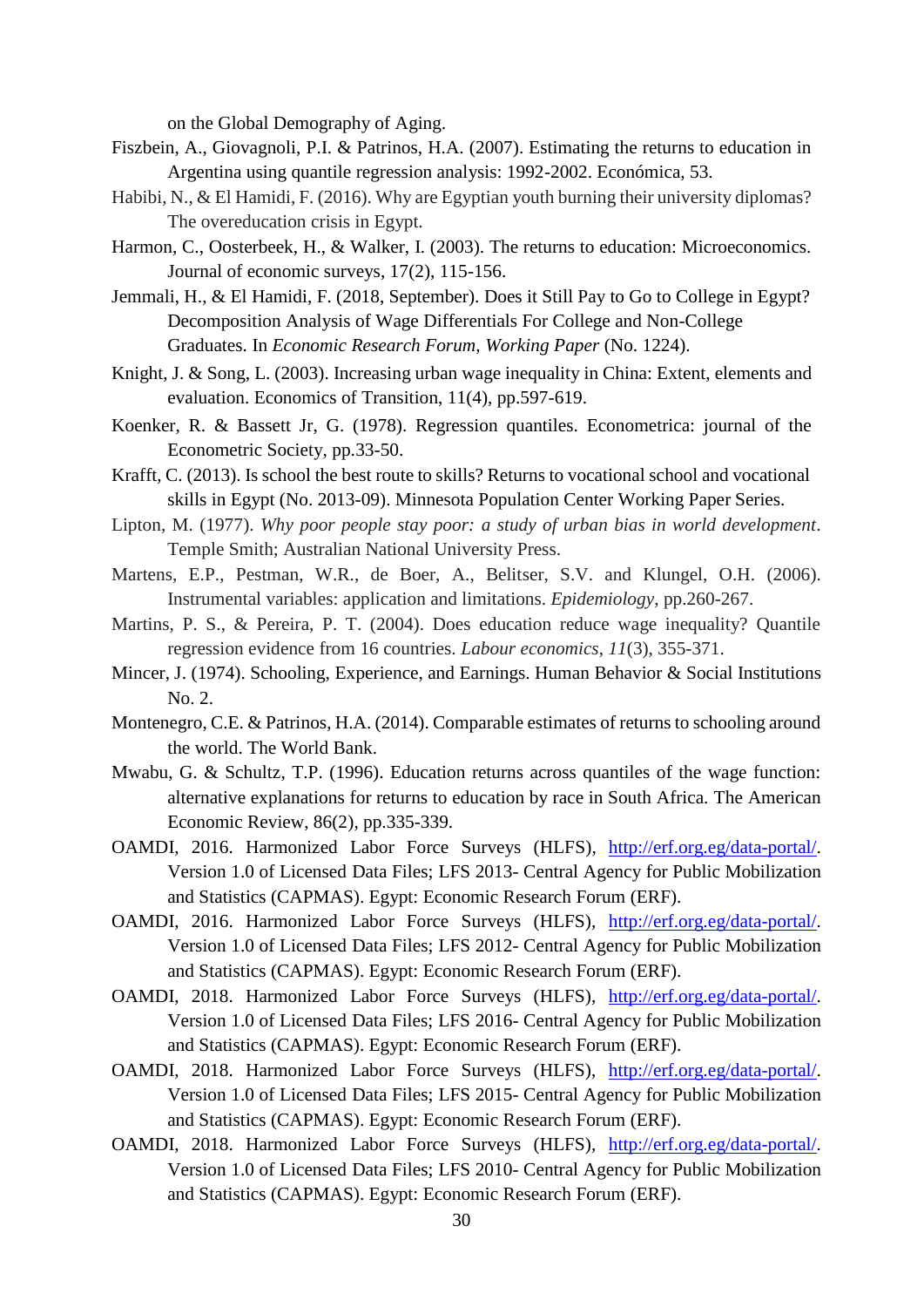on the Global Demography of Aging.

Fiszbein, A., Giovagnoli, P.I. & Patrinos, H.A. (2007). Estimating the returns to education in Argentina using quantile regression analysis: 1992-2002. Económica, 53.

Habibi, N., & El Hamidi, F. (2016). Why are Egyptian youth burning their university diplomas? The overeducation crisis in Egypt.

Harmon, C., Oosterbeek, H., & Walker, I. (2003). The returns to education: Microeconomics. Journal of economic surveys, 17(2), 115-156.

Jemmali, H., & El Hamidi, F. (2018, September). Does it Still Pay to Go to College in Egypt? Decomposition Analysis of Wage Differentials For College and Non-College Graduates. In *Economic Research Forum, Working Paper* (No. 1224).

Knight, J. & Song, L. (2003). Increasing urban wage inequality in China: Extent, elements and evaluation. Economics of Transition, 11(4), pp.597-619.

Koenker, R. & Bassett Jr, G. (1978). Regression quantiles. Econometrica: journal of the Econometric Society, pp.33-50.

Krafft, C. (2013). Is school the best route to skills? Returns to vocational school and vocational skills in Egypt (No. 2013-09). Minnesota Population Center Working Paper Series.

Lipton, M. (1977). *Why poor people stay poor: a study of urban bias in world development*. Temple Smith; Australian National University Press.

Martens, E.P., Pestman, W.R., de Boer, A., Belitser, S.V. and Klungel, O.H. (2006). Instrumental variables: application and limitations. *Epidemiology*, pp.260-267.

Martins, P. S., & Pereira, P. T. (2004). Does education reduce wage inequality? Quantile regression evidence from 16 countries. *Labour economics*, *11*(3), 355-371.

Mincer, J. (1974). Schooling, Experience, and Earnings. Human Behavior & Social Institutions No. 2.

Montenegro, C.E. & Patrinos, H.A. (2014). Comparable estimates of returns to schooling around the world. The World Bank.

Mwabu, G. & Schultz, T.P. (1996). Education returns across quantiles of the wage function: alternative explanations for returns to education by race in South Africa. The American Economic Review, 86(2), pp.335-339.

OAMDI, 2016. Harmonized Labor Force Surveys (HLFS), http://erf.org.eg/data-portal/. Version 1.0 of Licensed Data Files; LFS 2013- Central Agency for Public Mobilization and Statistics (CAPMAS). Egypt: Economic Research Forum (ERF).

OAMDI, 2016. Harmonized Labor Force Surveys (HLFS), http://erf.org.eg/data-portal/. Version 1.0 of Licensed Data Files; LFS 2012- Central Agency for Public Mobilization and Statistics (CAPMAS). Egypt: Economic Research Forum (ERF).

OAMDI, 2018. Harmonized Labor Force Surveys (HLFS), http://erf.org.eg/data-portal/. Version 1.0 of Licensed Data Files; LFS 2016- Central Agency for Public Mobilization and Statistics (CAPMAS). Egypt: Economic Research Forum (ERF).

OAMDI, 2018. Harmonized Labor Force Surveys (HLFS), http://erf.org.eg/data-portal/. Version 1.0 of Licensed Data Files; LFS 2015- Central Agency for Public Mobilization and Statistics (CAPMAS). Egypt: Economic Research Forum (ERF).

OAMDI, 2018. Harmonized Labor Force Surveys (HLFS), http://erf.org.eg/data-portal/. Version 1.0 of Licensed Data Files; LFS 2010- Central Agency for Public Mobilization and Statistics (CAPMAS). Egypt: Economic Research Forum (ERF).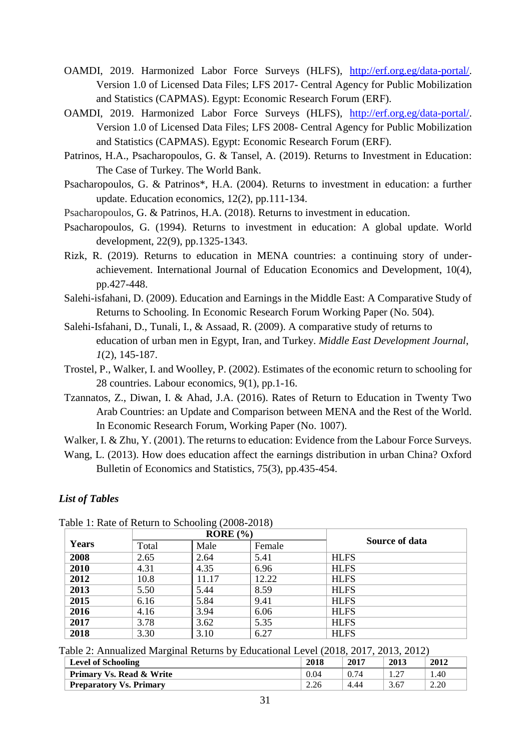OAMDI, 2019. Harmonized Labor Force Surveys (HLFS), http://erf.org.eg/data-portal/. Version 1.0 of Licensed Data Files; LFS 2017- Central Agency for Public Mobilization and Statistics (CAPMAS). Egypt: Economic Research Forum (ERF).

OAMDI, 2019. Harmonized Labor Force Surveys (HLFS), http://erf.org.eg/data-portal/. Version 1.0 of Licensed Data Files; LFS 2008- Central Agency for Public Mobilization and Statistics (CAPMAS). Egypt: Economic Research Forum (ERF).

Patrinos, H.A., Psacharopoulos, G. & Tansel, A. (2019). Returns to Investment in Education: The Case of Turkey. The World Bank.

Psacharopoulos, G. & Patrinos*, H.A. (2004). Returns to investment in education: a further update. Education economics, 12(2), pp.111-134.

Psacharopoulos, G. & Patrinos, H.A. (2018). Returns to investment in education.

Psacharopoulos, G. (1994). Returns to investment in education: A global update. World development, 22(9), pp.1325-1343.

Rizk, R. (2019). Returns to education in MENA countries: a continuing story of under-achievement. International Journal of Education Economics and Development, 10(4), pp.427-448.

Salehi-isfahani, D. (2009). Education and Earnings in the Middle East: A Comparative Study of Returns to Schooling. In Economic Research Forum Working Paper (No. 504).

Salehi-Isfahani, D., Tunali, I., & Assaad, R. (2009). A comparative study of returns to education of urban men in Egypt, Iran, and Turkey. *Middle East Development Journal*, *1*(2), 145-187.

Trostel, P., Walker, I. and Woolley, P. (2002). Estimates of the economic return to schooling for 28 countries. Labour economics, 9(1), pp.1-16.

Tzannatos, Z., Diwan, I. & Ahad, J.A. (2016). Rates of Return to Education in Twenty Two Arab Countries: an Update and Comparison between MENA and the Rest of the World. In Economic Research Forum, Working Paper (No. 1007).

Walker, I. & Zhu, Y. (2001). The returns to education: Evidence from the Labour Force Surveys.

Wang, L. (2013). How does education affect the earnings distribution in urban China? Oxford Bulletin of Economics and Statistics, 75(3), pp.435-454.

***List of Tables***

Table 1: Rate of Return to Schooling (2008-2018)

| **Years** | **RORE (%)** | | | **Source of data** |
|---|---|---|---|---|
| | Total | Male | Female | |
| **2008** | 2.65 | 2.64 | 5.41 | HLFS |
| **2010** | 4.31 | 4.35 | 6.96 | HLFS |
| **2012** | 10.8 | 11.17 | 12.22 | HLFS |
| **2013** | 5.50 | 5.44 | 8.59 | HLFS |
| **2015** | 6.16 | 5.84 | 9.41 | HLFS |
| **2016** | 4.16 | 3.94 | 6.06 | HLFS |
| **2017** | 3.78 | 3.62 | 5.35 | HLFS |
| **2018** | 3.30 | 3.10 | 6.27 | HLFS |

Table 2: Annualized Marginal Returns by Educational Level (2018, 2017, 2013, 2012)

| **Level of Schooling** | **2018** | **2017** | **2013** | **2012** |
|---|---|---|---|---|
| **Primary Vs. Read & Write** | 0.04 | 0.74 | 1.27 | 1.40 |
| **Preparatory Vs. Primary** | 2.26 | 4.44 | 3.67 | 2.20 |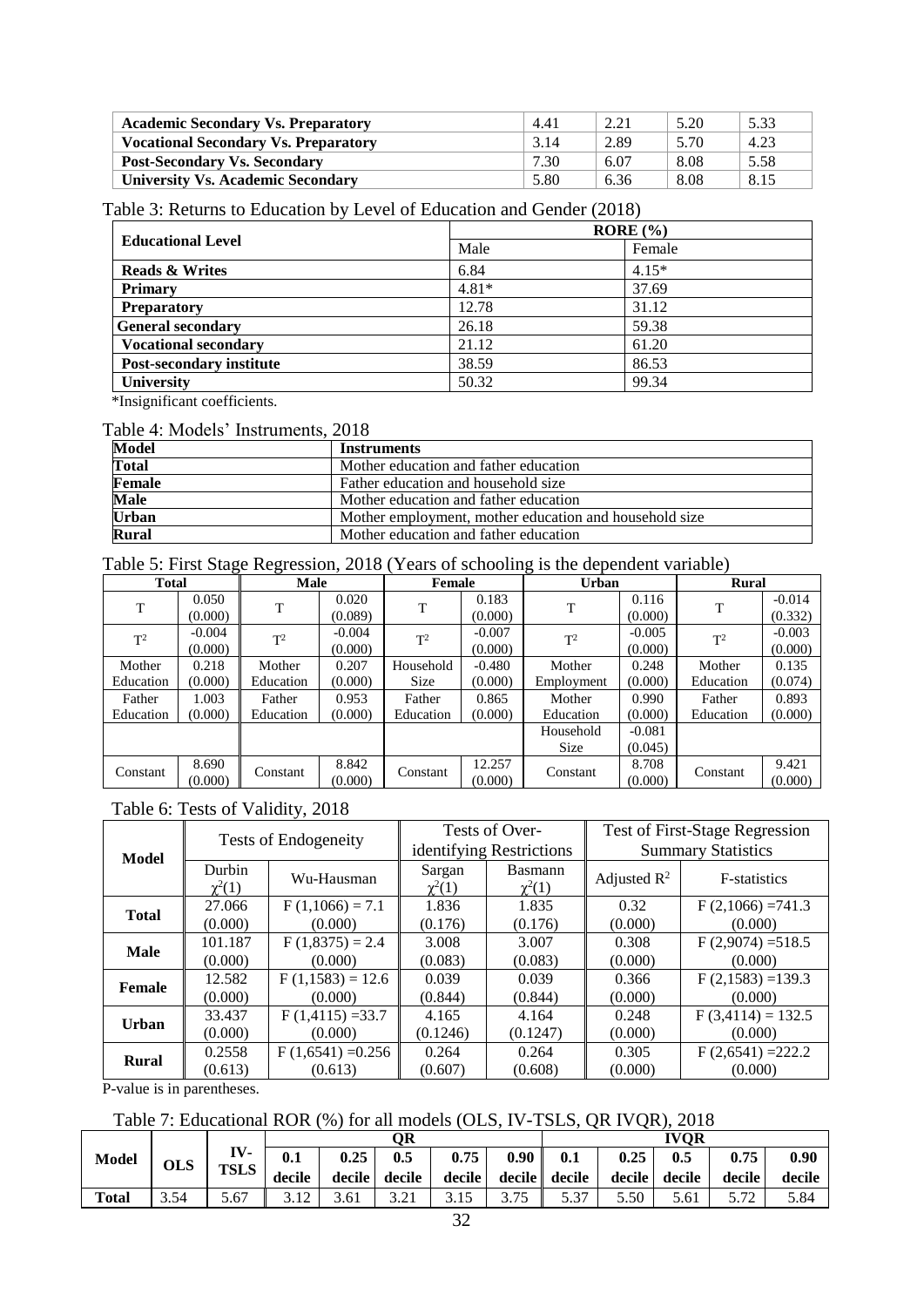| Academic Secondary Vs. Preparatory | 4.41 | 2.21 | 5.20 | 5.33 |
|---|---|---|---|---|
| Vocational Secondary Vs. Preparatory | 3.14 | 2.89 | 5.70 | 4.23 |
| Post-Secondary Vs. Secondary | 7.30 | 6.07 | 8.08 | 5.58 |
| University Vs. Academic Secondary | 5.80 | 6.36 | 8.08 | 8.15 |

Table 3: Returns to Education by Level of Education and Gender (2018)

| Educational Level | RORE (%) | |
|---|---|---|
| | Male | Female |
| **Reads & Writes** | 6.84 | 4.15* |
| **Primary** | 4.81* | 37.69 |
| **Preparatory** | 12.78 | 31.12 |
| **General secondary** | 26.18 | 59.38 |
| **Vocational secondary** | 21.12 | 61.20 |
| **Post-secondary institute** | 38.59 | 86.53 |
| **University** | 50.32 | 99.34 |

*Insignificant coefficients.

Table 4: Models' Instruments, 2018

| Model | Instruments |
|---|---|
| Total | Mother education and father education |
| Female | Father education and household size |
| Male | Mother education and father education |
| Urban | Mother employment, mother education and household size |
| Rural | Mother education and father education |

Table 5: First Stage Regression, 2018 (Years of schooling is the dependent variable)

| Total | | Male | | Female | | Urban | | Rural | |
|---|---|---|---|---|---|---|---|---|---|
| T | 0.050 (0.000) | T | 0.020 (0.089) | T | 0.183 (0.000) | T | 0.116 (0.000) | T | -0.014 (0.332) |
| $T^2$ | -0.004 (0.000) | $T^2$ | -0.004 (0.000) | $T^2$ | -0.007 (0.000) | $T^2$ | -0.005 (0.000) | $T^2$ | -0.003 (0.000) |
| Mother Education | 0.218 (0.000) | Mother Education | 0.207 (0.000) | Household Size | -0.480 (0.000) | Mother Employment | 0.248 (0.000) | Mother Education | 0.135 (0.074) |
| Father Education | 1.003 (0.000) | Father Education | 0.953 (0.000) | Father Education | 0.865 (0.000) | Mother Education | 0.990 (0.000) | Father Education | 0.893 (0.000) |
| | | | | | | Household Size | -0.081 (0.045) | | |
| Constant | 8.690 (0.000) | Constant | 8.842 (0.000) | Constant | 12.257 (0.000) | Constant | 8.708 (0.000) | Constant | 9.421 (0.000) |

Table 6: Tests of Validity, 2018

| Model | Tests of Endogeneity | | Tests of Over-identifying Restrictions | | Test of First-Stage Regression Summary Statistics | |
|---|---|---|---|---|---|---|
| | Durbin $\chi^2(1)$ | Wu-Hausman | Sargan $\chi^2(1)$ | Basmann $\chi^2(1)$ | Adjusted $R^2$ | F-statistics |
| **Total** | 27.066 (0.000) | $F(1,1066) = 7.1$ (0.000) | 1.836 (0.176) | 1.835 (0.176) | 0.32 (0.000) | $F(2,1066) = 741.3$ (0.000) |
| **Male** | 101.187 (0.000) | $F(1,8375) = 2.4$ (0.000) | 3.008 (0.083) | 3.007 (0.083) | 0.308 (0.000) | $F(2,9074) = 518.5$ (0.000) |
| **Female** | 12.582 (0.000) | $F(1,1583) = 12.6$ (0.000) | 0.039 (0.844) | 0.039 (0.844) | 0.366 (0.000) | $F(2,1583) = 139.3$ (0.000) |
| **Urban** | 33.437 (0.000) | $F(1,4115) = 33.7$ (0.000) | 4.165 (0.1246) | 4.164 (0.1247) | 0.248 (0.000) | $F(3,4114) = 132.5$ (0.000) |
| **Rural** | 0.2558 (0.613) | $F(1,6541) = 0.256$ (0.613) | 0.264 (0.607) | 0.264 (0.608) | 0.305 (0.000) | $F(2,6541) = 222.2$ (0.000) |

P-value is in parentheses.

Table 7: Educational ROR (%) for all models (OLS, IV-TSLS, QR IVQR), 2018

| Model | OLS | IV-TSLS | QR | | | | | IVQR | | | | |
|---|---|---|---|---|---|---|---|---|---|---|---|---|
| | | | 0.1 decile | 0.25 decile | 0.5 decile | 0.75 decile | 0.90 decile | 0.1 decile | 0.25 decile | 0.5 decile | 0.75 decile | 0.90 decile |
| **Total** | 3.54 | 5.67 | 3.12 | 3.61 | 3.21 | 3.15 | 3.75 | 5.37 | 5.50 | 5.61 | 5.72 | 5.84 |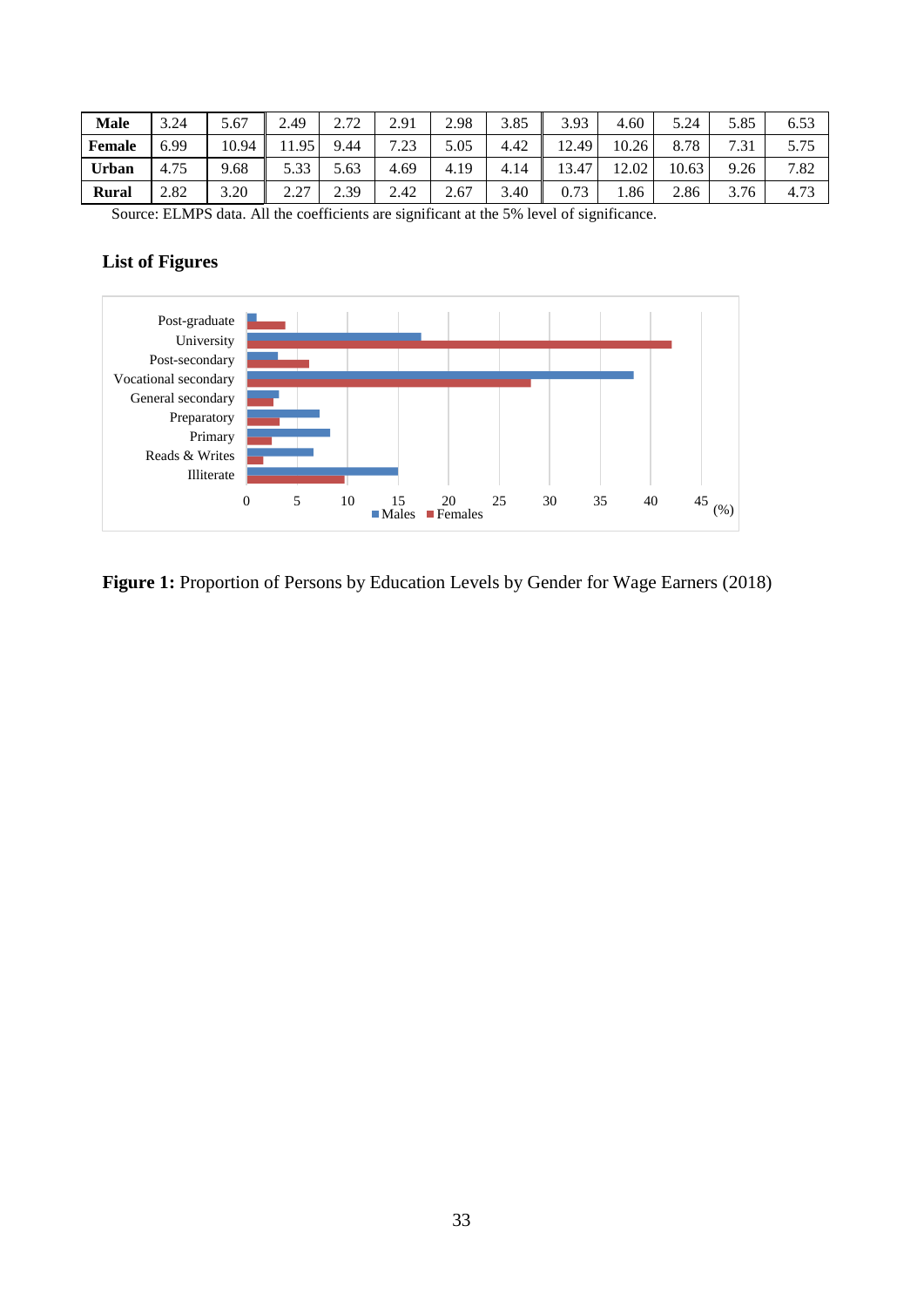| | | | | | | | | | | | | |
|---|---|---|---|---|---|---|---|---|---|---|---|---|
| **Male** | 3.24 | 5.67 | 2.49 | 2.72 | 2.91 | 2.98 | 3.85 | 3.93 | 4.60 | 5.24 | 5.85 | 6.53 |
| **Female** | 6.99 | 10.94 | 11.95 | 9.44 | 7.23 | 5.05 | 4.42 | 12.49 | 10.26 | 8.78 | 7.31 | 5.75 |
| **Urban** | 4.75 | 9.68 | 5.33 | 5.63 | 4.69 | 4.19 | 4.14 | 13.47 | 12.02 | 10.63 | 9.26 | 7.82 |
| **Rural** | 2.82 | 3.20 | 2.27 | 2.39 | 2.42 | 2.67 | 3.40 | 0.73 | 1.86 | 2.86 | 3.76 | 4.73 |

Source: ELMPS data. All the coefficients are significant at the 5% level of significance.

## List of Figures

Post-graduate
University
Post-secondary
Vocational secondary
General secondary
Preparatory
Primary
Reads & Writes
Illiterate

0 5 10 15 20 25 30 35 40 45 (%)

Males Females

**Figure 1:** Proportion of Persons by Education Levels by Gender for Wage Earners (2018)